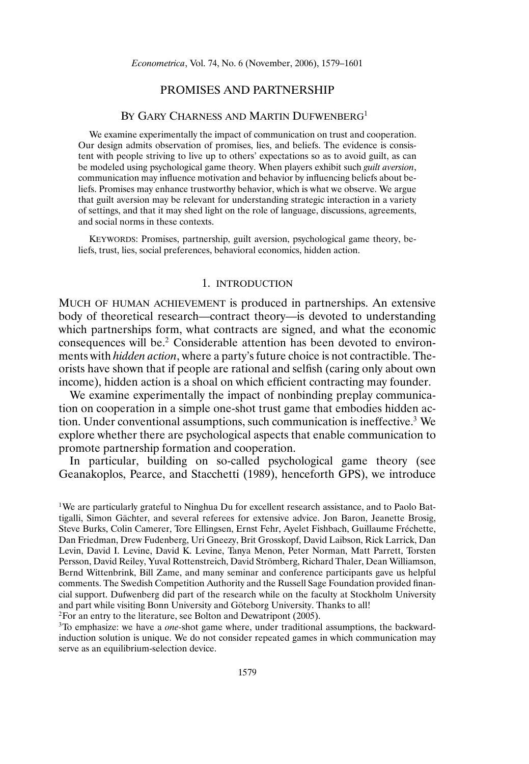# PROMISES AND PARTNERSHIP

## By Gary Charness and Martin Dufwenberg[1]

We examine experimentally the impact of communication on trust and cooperation. Our design admits observation of promises, lies, and beliefs. The evidence is consistent with people striving to live up to others' expectations so as to avoid guilt, as can be modeled using psychological game theory. When players exhibit such *guilt aversion*, communication may influence motivation and behavior by influencing beliefs about beliefs. Promises may enhance trustworthy behavior, which is what we observe. We argue that guilt aversion may be relevant for understanding strategic interaction in a variety of settings, and that it may shed light on the role of language, discussions, agreements, and social norms in these contexts.

Keywords: Promises, partnership, guilt aversion, psychological game theory, beliefs, trust, lies, social preferences, behavioral economics, hidden action.

## 1. INTRODUCTION

Much of human achievement is produced in partnerships. An extensive body of theoretical research—contract theory—is devoted to understanding which partnerships form, what contracts are signed, and what the economic consequences will be.[2] Considerable attention has been devoted to environments with *hidden action*, where a party's future choice is not contractible. Theorists have shown that if people are rational and selfish (caring only about own income), hidden action is a shoal on which efficient contracting may founder.

We examine experimentally the impact of nonbinding preplay communication on cooperation in a simple one-shot trust game that embodies hidden action. Under conventional assumptions, such communication is ineffective.[3] We explore whether there are psychological aspects that enable communication to promote partnership formation and cooperation.

In particular, building on so-called psychological game theory (see Geanakoplos, Pearce, and Stacchetti (1989), henceforth GPS), we introduce

[1]We are particularly grateful to Ninghua Du for excellent research assistance, and to Paolo Battigalli, Simon Gächter, and several referees for extensive advice. Jon Baron, Jeanette Brosig, Steve Burks, Colin Camerer, Tore Ellingsen, Ernst Fehr, Ayelet Fishbach, Guillaume Fréchette, Dan Friedman, Drew Fudenberg, Uri Gneezy, Brit Grosskopf, David Laibson, Rick Larrick, Dan Levin, David I. Levine, David K. Levine, Tanya Menon, Peter Norman, Matt Parrett, Torsten Persson, David Reiley, Yuval Rottenstreich, David Strömberg, Richard Thaler, Dean Williamson, Bernd Wittenbrink, Bill Zame, and many seminar and conference participants gave us helpful comments. The Swedish Competition Authority and the Russell Sage Foundation provided financial support. Dufwenberg did part of the research while on the faculty at Stockholm University and part while visiting Bonn University and Göteborg University. Thanks to all!

[2]For an entry to the literature, see Bolton and Dewatripont (2005).

[3]To emphasize: we have a *one*-shot game where, under traditional assumptions, the backward-induction solution is unique. We do not consider repeated games in which communication may serve as an equilibrium-selection device.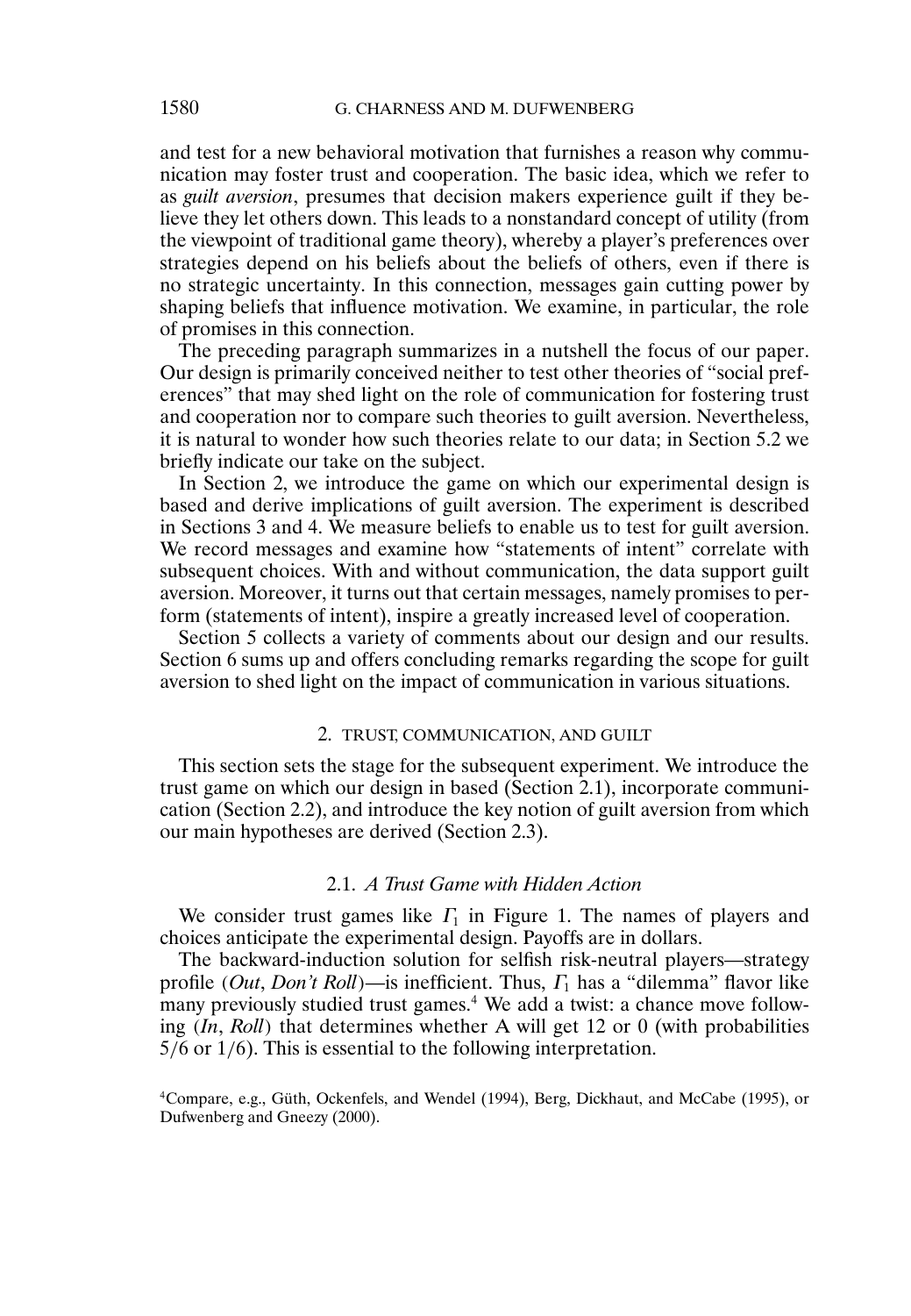and test for a new behavioral motivation that furnishes a reason why communication may foster trust and cooperation. The basic idea, which we refer to as *guilt aversion*, presumes that decision makers experience guilt if they believe they let others down. This leads to a nonstandard concept of utility (from the viewpoint of traditional game theory), whereby a player's preferences over strategies depend on his beliefs about the beliefs of others, even if there is no strategic uncertainty. In this connection, messages gain cutting power by shaping beliefs that influence motivation. We examine, in particular, the role of promises in this connection.

The preceding paragraph summarizes in a nutshell the focus of our paper. Our design is primarily conceived neither to test other theories of "social preferences" that may shed light on the role of communication for fostering trust and cooperation nor to compare such theories to guilt aversion. Nevertheless, it is natural to wonder how such theories relate to our data; in Section 5.2 we briefly indicate our take on the subject.

In Section 2, we introduce the game on which our experimental design is based and derive implications of guilt aversion. The experiment is described in Sections 3 and 4. We measure beliefs to enable us to test for guilt aversion. We record messages and examine how "statements of intent" correlate with subsequent choices. With and without communication, the data support guilt aversion. Moreover, it turns out that certain messages, namely promises to perform (statements of intent), inspire a greatly increased level of cooperation.

Section 5 collects a variety of comments about our design and our results. Section 6 sums up and offers concluding remarks regarding the scope for guilt aversion to shed light on the impact of communication in various situations.

## 2. TRUST, COMMUNICATION, AND GUILT

This section sets the stage for the subsequent experiment. We introduce the trust game on which our design in based (Section 2.1), incorporate communication (Section 2.2), and introduce the key notion of guilt aversion from which our main hypotheses are derived (Section 2.3).

### 2.1. *A Trust Game with Hidden Action*

We consider trust games like $\Gamma_1$ in Figure 1. The names of players and choices anticipate the experimental design. Payoffs are in dollars.

The backward-induction solution for selfish risk-neutral players—strategy profile (*Out*, *Don't Roll*)—is inefficient. Thus, $\Gamma_1$ has a "dilemma" flavor like many previously studied trust games.[4] We add a twist: a chance move following (*In*, *Roll*) that determines whether A will get 12 or 0 (with probabilities 5/6 or 1/6). This is essential to the following interpretation.

[4]Compare, e.g., Güth, Ockenfels, and Wendel (1994), Berg, Dickhaut, and McCabe (1995), or Dufwenberg and Gneezy (2000).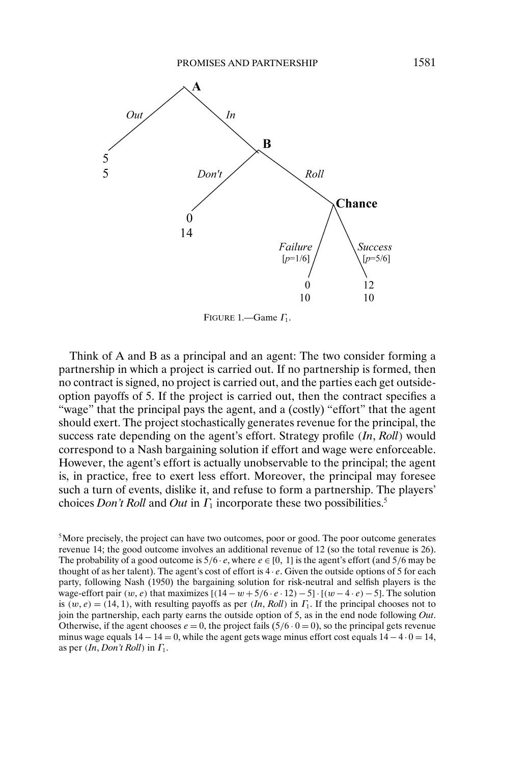FIGURE 1.—Game $\Gamma_1$.

Think of A and B as a principal and an agent: The two consider forming a partnership in which a project is carried out. If no partnership is formed, then no contract is signed, no project is carried out, and the parties each get outside-option payoffs of 5. If the project is carried out, then the contract specifies a "wage" that the principal pays the agent, and a (costly) "effort" that the agent should exert. The project stochastically generates revenue for the principal, the success rate depending on the agent's effort. Strategy profile (*In*, *Roll*) would correspond to a Nash bargaining solution if effort and wage were enforceable. However, the agent's effort is actually unobservable to the principal; the agent is, in practice, free to exert less effort. Moreover, the principal may foresee such a turn of events, dislike it, and refuse to form a partnership. The players' choices *Don't Roll* and *Out* in $\Gamma_1$ incorporate these two possibilities.[5]

[5]More precisely, the project can have two outcomes, poor or good. The poor outcome generates revenue 14; the good outcome involves an additional revenue of 12 (so the total revenue is 26). The probability of a good outcome is $5/6 \cdot e$, where $e \in [0, 1]$ is the agent's effort (and 5/6 may be thought of as her talent). The agent's cost of effort is $4 \cdot e$. Given the outside options of 5 for each party, following Nash (1950) the bargaining solution for risk-neutral and selfish players is the wage-effort pair $(w, e)$ that maximizes $[(14 - w + 5/6 \cdot e \cdot 12) - 5] \cdot [(w - 4 \cdot e) - 5]$. The solution is $(w, e) = (14, 1)$, with resulting payoffs as per (*In*, *Roll*) in $\Gamma_1$. If the principal chooses not to join the partnership, each party earns the outside option of 5, as in the end node following *Out*. Otherwise, if the agent chooses $e = 0$, the project fails $(5/6 \cdot 0 = 0)$, so the principal gets revenue minus wage equals $14 - 14 = 0$, while the agent gets wage minus effort cost equals $14 - 4 \cdot 0 = 14$, as per (*In*, *Don't Roll*) in $\Gamma_1$.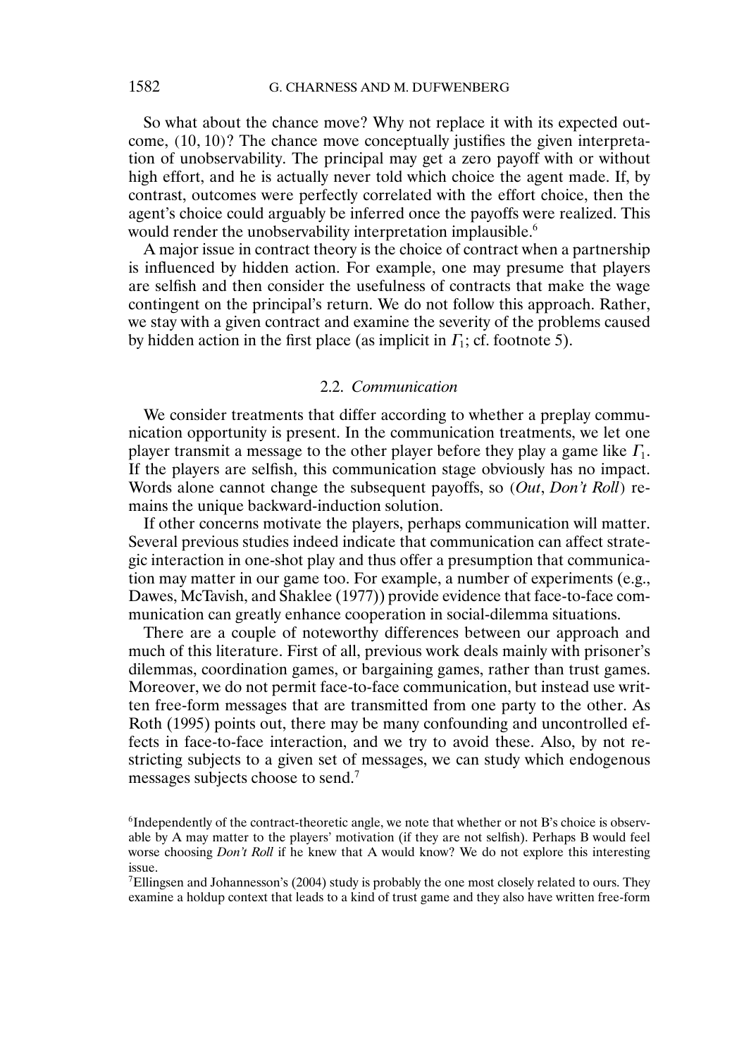So what about the chance move? Why not replace it with its expected outcome, (10, 10)? The chance move conceptually justifies the given interpretation of unobservability. The principal may get a zero payoff with or without high effort, and he is actually never told which choice the agent made. If, by contrast, outcomes were perfectly correlated with the effort choice, then the agent's choice could arguably be inferred once the payoffs were realized. This would render the unobservability interpretation implausible.[6]

A major issue in contract theory is the choice of contract when a partnership is influenced by hidden action. For example, one may presume that players are selfish and then consider the usefulness of contracts that make the wage contingent on the principal's return. We do not follow this approach. Rather, we stay with a given contract and examine the severity of the problems caused by hidden action in the first place (as implicit in $\Gamma_1$; cf. footnote 5).

### 2.2. *Communication*

We consider treatments that differ according to whether a preplay communication opportunity is present. In the communication treatments, we let one player transmit a message to the other player before they play a game like $\Gamma_1$. If the players are selfish, this communication stage obviously has no impact. Words alone cannot change the subsequent payoffs, so (*Out*, *Don't Roll*) remains the unique backward-induction solution.

If other concerns motivate the players, perhaps communication will matter. Several previous studies indeed indicate that communication can affect strategic interaction in one-shot play and thus offer a presumption that communication may matter in our game too. For example, a number of experiments (e.g., Dawes, McTavish, and Shaklee (1977)) provide evidence that face-to-face communication can greatly enhance cooperation in social-dilemma situations.

There are a couple of noteworthy differences between our approach and much of this literature. First of all, previous work deals mainly with prisoner's dilemmas, coordination games, or bargaining games, rather than trust games. Moreover, we do not permit face-to-face communication, but instead use written free-form messages that are transmitted from one party to the other. As Roth (1995) points out, there may be many confounding and uncontrolled effects in face-to-face interaction, and we try to avoid these. Also, by not restricting subjects to a given set of messages, we can study which endogenous messages subjects choose to send.[7]

[6]Independently of the contract-theoretic angle, we note that whether or not B's choice is observable by A may matter to the players' motivation (if they are not selfish). Perhaps B would feel worse choosing *Don't Roll* if he knew that A would know? We do not explore this interesting issue.

[7]Ellingsen and Johannesson's (2004) study is probably the one most closely related to ours. They examine a holdup context that leads to a kind of trust game and they also have written free-form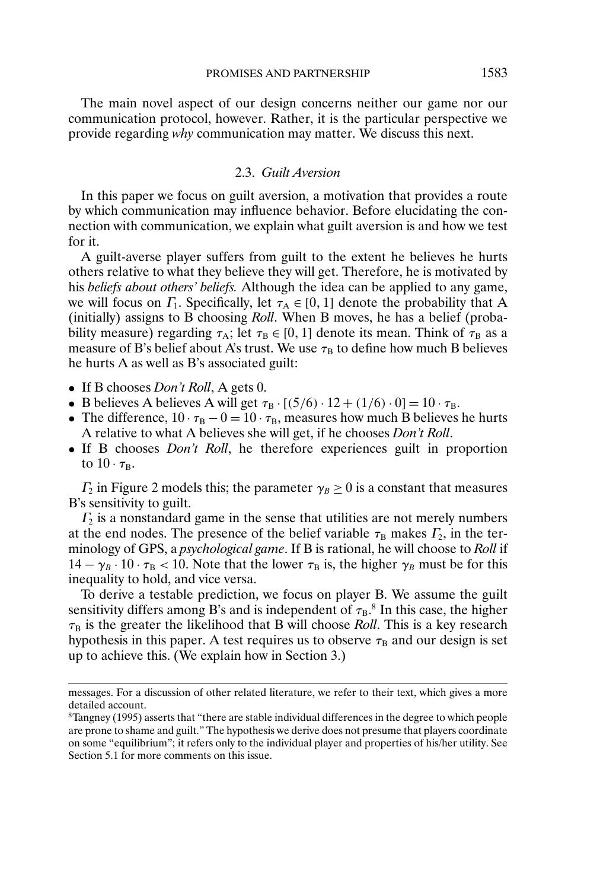The main novel aspect of our design concerns neither our game nor our communication protocol, however. Rather, it is the particular perspective we provide regarding *why* communication may matter. We discuss this next.

### 2.3. *Guilt Aversion*

In this paper we focus on guilt aversion, a motivation that provides a route by which communication may influence behavior. Before elucidating the connection with communication, we explain what guilt aversion is and how we test for it.

A guilt-averse player suffers from guilt to the extent he believes he hurts others relative to what they believe they will get. Therefore, he is motivated by his *beliefs about others' beliefs.* Although the idea can be applied to any game, we will focus on $\Gamma_1$. Specifically, let $\tau_A \in [0, 1]$ denote the probability that A (initially) assigns to B choosing *Roll*. When B moves, he has a belief (probability measure) regarding $\tau_A$; let $\tau_B \in [0, 1]$ denote its mean. Think of $\tau_B$ as a measure of B's belief about A's trust. We use $\tau_B$ to define how much B believes he hurts A as well as B's associated guilt:

- If B chooses *Don't Roll*, A gets 0.
- B believes A believes A will get $\tau_B \cdot [(5/6) \cdot 12 + (1/6) \cdot 0] = 10 \cdot \tau_B$.
- The difference, $10 \cdot \tau_B - 0 = 10 \cdot \tau_B$, measures how much B believes he hurts A relative to what A believes she will get, if he chooses *Don't Roll*.
- If B chooses *Don't Roll*, he therefore experiences guilt in proportion to $10 \cdot \tau_B$.

$\Gamma_2$ in Figure 2 models this; the parameter $\gamma_B \geq 0$ is a constant that measures B's sensitivity to guilt.

$\Gamma_2$ is a nonstandard game in the sense that utilities are not merely numbers at the end nodes. The presence of the belief variable $\tau_B$ makes $\Gamma_2$, in the terminology of GPS, a *psychological game*. If B is rational, he will choose to *Roll* if $14 - \gamma_B \cdot 10 \cdot \tau_B < 10$. Note that the lower $\tau_B$ is, the higher $\gamma_B$ must be for this inequality to hold, and vice versa.

To derive a testable prediction, we focus on player B. We assume the guilt sensitivity differs among B's and is independent of $\tau_B$.[8] In this case, the higher $\tau_B$ is the greater the likelihood that B will choose *Roll*. This is a key research hypothesis in this paper. A test requires us to observe $\tau_B$ and our design is set up to achieve this. (We explain how in Section 3.)

---

messages. For a discussion of other related literature, we refer to their text, which gives a more detailed account.

[8]Tangney (1995) asserts that "there are stable individual differences in the degree to which people are prone to shame and guilt." The hypothesis we derive does not presume that players coordinate on some "equilibrium"; it refers only to the individual player and properties of his/her utility. See Section 5.1 for more comments on this issue.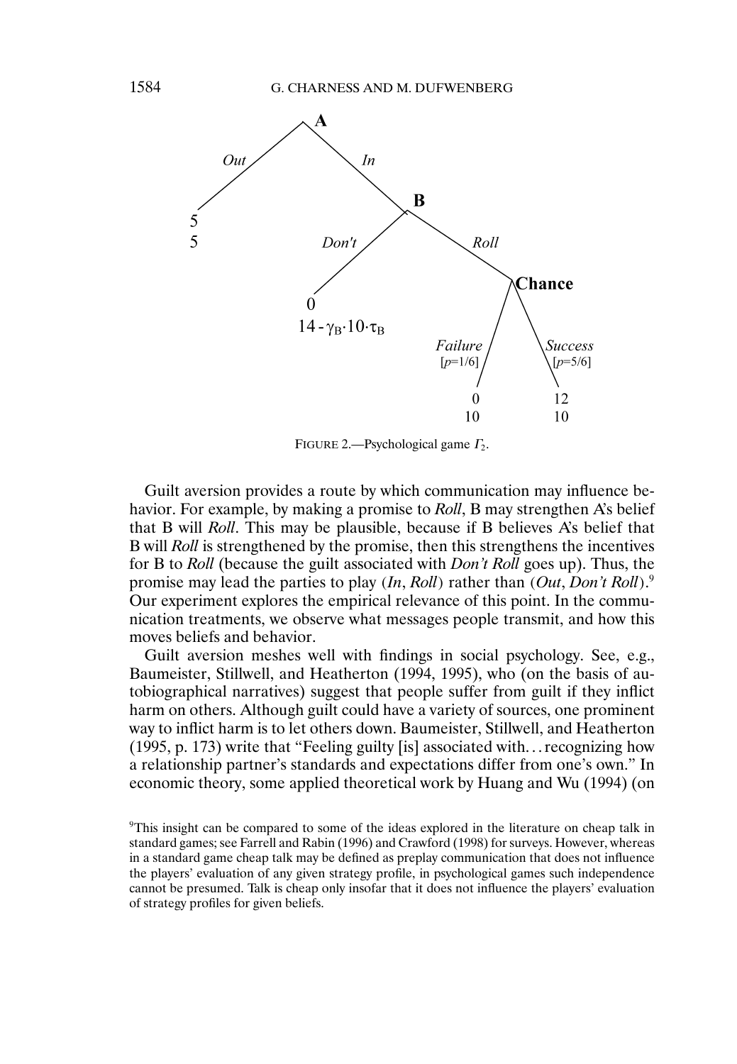FIGURE 2.—Psychological game $\Gamma_2$.

Guilt aversion provides a route by which communication may influence behavior. For example, by making a promise to *Roll*, B may strengthen A's belief that B will *Roll*. This may be plausible, because if B believes A's belief that B will *Roll* is strengthened by the promise, then this strengthens the incentives for B to *Roll* (because the guilt associated with *Don't Roll* goes up). Thus, the promise may lead the parties to play (*In*, *Roll*) rather than (*Out*, *Don't Roll*).[9] Our experiment explores the empirical relevance of this point. In the communication treatments, we observe what messages people transmit, and how this moves beliefs and behavior.

Guilt aversion meshes well with findings in social psychology. See, e.g., Baumeister, Stillwell, and Heatherton (1994, 1995), who (on the basis of autobiographical narratives) suggest that people suffer from guilt if they inflict harm on others. Although guilt could have a variety of sources, one prominent way to inflict harm is to let others down. Baumeister, Stillwell, and Heatherton (1995, p. 173) write that "Feeling guilty [is] associated with... recognizing how a relationship partner's standards and expectations differ from one's own." In economic theory, some applied theoretical work by Huang and Wu (1994) (on

[9]This insight can be compared to some of the ideas explored in the literature on cheap talk in standard games; see Farrell and Rabin (1996) and Crawford (1998) for surveys. However, whereas in a standard game cheap talk may be defined as preplay communication that does not influence the players' evaluation of any given strategy profile, in psychological games such independence cannot be presumed. Talk is cheap only insofar that it does not influence the players' evaluation of strategy profiles for given beliefs.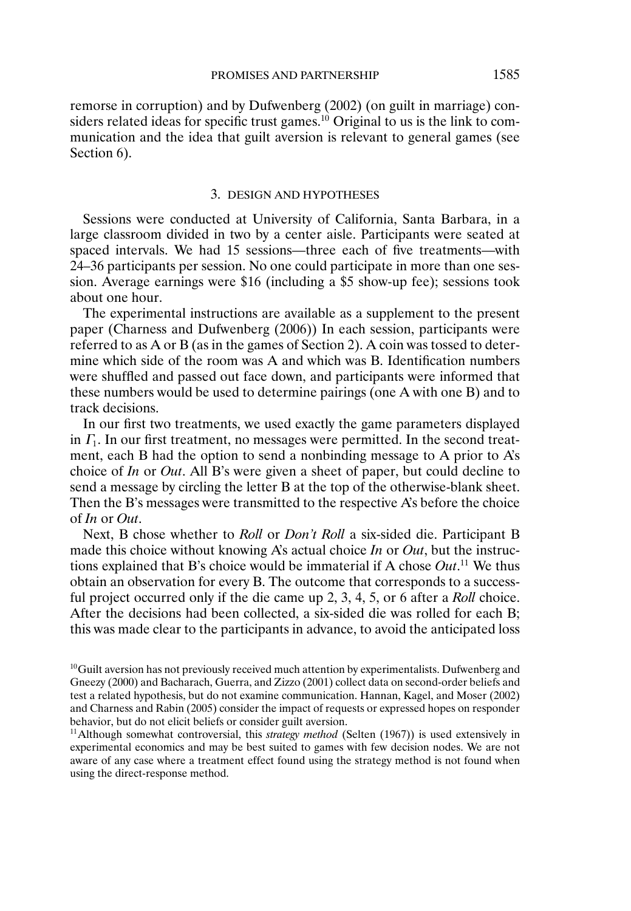remorse in corruption) and by Dufwenberg (2002) (on guilt in marriage) considers related ideas for specific trust games.[10] Original to us is the link to communication and the idea that guilt aversion is relevant to general games (see Section 6).

## 3. DESIGN AND HYPOTHESES

Sessions were conducted at University of California, Santa Barbara, in a large classroom divided in two by a center aisle. Participants were seated at spaced intervals. We had 15 sessions—three each of five treatments—with 24–36 participants per session. No one could participate in more than one session. Average earnings were \$16 (including a \$5 show-up fee); sessions took about one hour.

The experimental instructions are available as a supplement to the present paper (Charness and Dufwenberg (2006)) In each session, participants were referred to as A or B (as in the games of Section 2). A coin was tossed to determine which side of the room was A and which was B. Identification numbers were shuffled and passed out face down, and participants were informed that these numbers would be used to determine pairings (one A with one B) and to track decisions.

In our first two treatments, we used exactly the game parameters displayed in $\Gamma_1$. In our first treatment, no messages were permitted. In the second treatment, each B had the option to send a nonbinding message to A prior to A's choice of *In* or *Out*. All B's were given a sheet of paper, but could decline to send a message by circling the letter B at the top of the otherwise-blank sheet. Then the B's messages were transmitted to the respective A's before the choice of *In* or *Out*.

Next, B chose whether to *Roll* or *Don't Roll* a six-sided die. Participant B made this choice without knowing A's actual choice *In* or *Out*, but the instructions explained that B's choice would be immaterial if A chose *Out*.[11] We thus obtain an observation for every B. The outcome that corresponds to a successful project occurred only if the die came up 2, 3, 4, 5, or 6 after a *Roll* choice. After the decisions had been collected, a six-sided die was rolled for each B; this was made clear to the participants in advance, to avoid the anticipated loss

[10] Guilt aversion has not previously received much attention by experimentalists. Dufwenberg and Gneezy (2000) and Bacharach, Guerra, and Zizzo (2001) collect data on second-order beliefs and test a related hypothesis, but do not examine communication. Hannan, Kagel, and Moser (2002) and Charness and Rabin (2005) consider the impact of requests or expressed hopes on responder behavior, but do not elicit beliefs or consider guilt aversion.

[11] Although somewhat controversial, this *strategy method* (Selten (1967)) is used extensively in experimental economics and may be best suited to games with few decision nodes. We are not aware of any case where a treatment effect found using the strategy method is not found when using the direct-response method.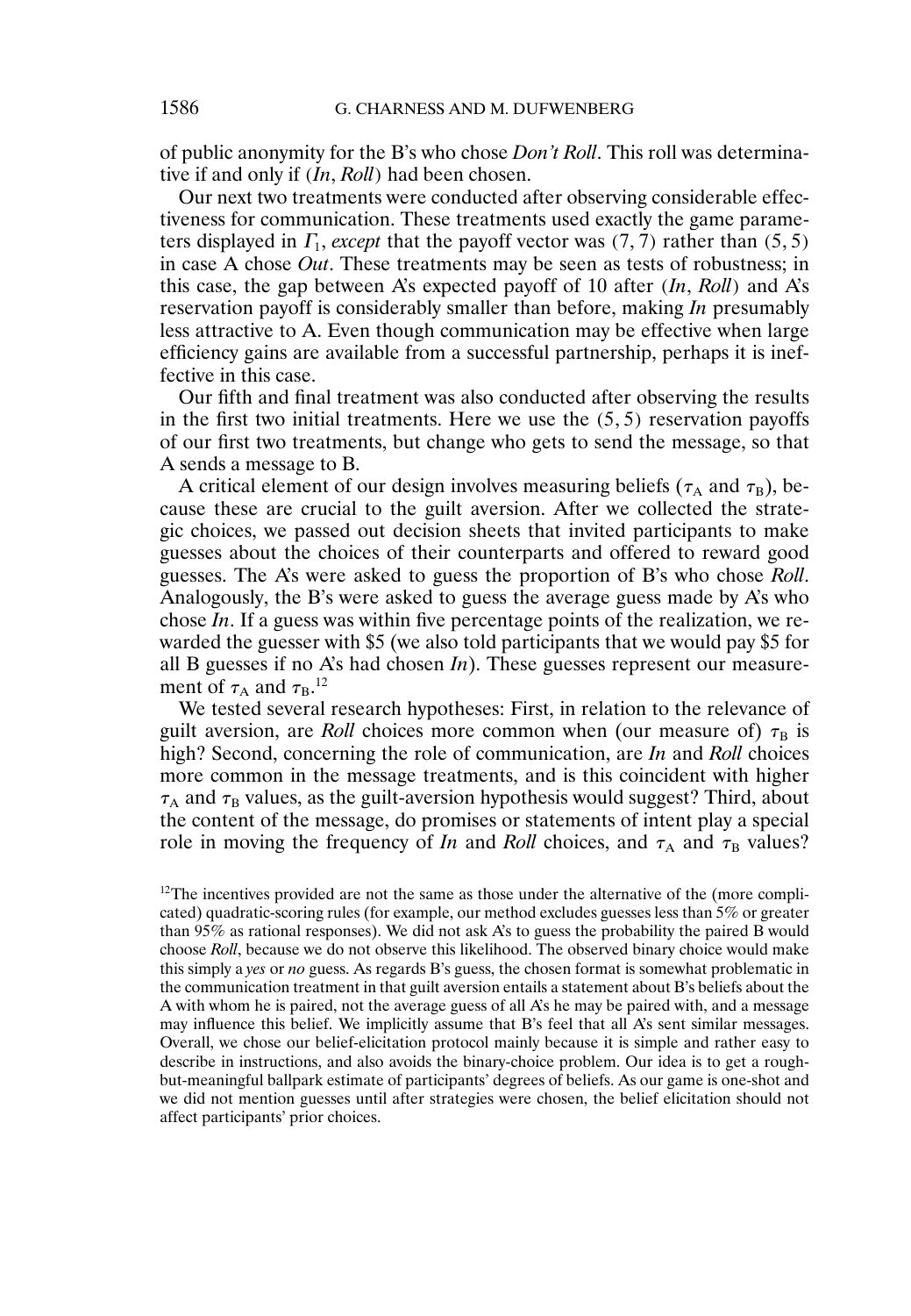of public anonymity for the B's who chose *Don't Roll*. This roll was determinative if and only if (*In*, *Roll*) had been chosen.

Our next two treatments were conducted after observing considerable effectiveness for communication. These treatments used exactly the game parameters displayed in $\Gamma_1$, *except* that the payoff vector was $(7, 7)$ rather than $(5, 5)$ in case A chose *Out*. These treatments may be seen as tests of robustness; in this case, the gap between A's expected payoff of 10 after (*In*, *Roll*) and A's reservation payoff is considerably smaller than before, making *In* presumably less attractive to A. Even though communication may be effective when large efficiency gains are available from a successful partnership, perhaps it is ineffective in this case.

Our fifth and final treatment was also conducted after observing the results in the first two initial treatments. Here we use the $(5, 5)$ reservation payoffs of our first two treatments, but change who gets to send the message, so that A sends a message to B.

A critical element of our design involves measuring beliefs ($\tau_A$ and $\tau_B$), because these are crucial to the guilt aversion. After we collected the strategic choices, we passed out decision sheets that invited participants to make guesses about the choices of their counterparts and offered to reward good guesses. The A's were asked to guess the proportion of B's who chose *Roll*. Analogously, the B's were asked to guess the average guess made by A's who chose *In*. If a guess was within five percentage points of the realization, we rewarded the guesser with \$5 (we also told participants that we would pay \$5 for all B guesses if no A's had chosen *In*). These guesses represent our measurement of $\tau_A$ and $\tau_B$.[12]

We tested several research hypotheses: First, in relation to the relevance of guilt aversion, are *Roll* choices more common when (our measure of) $\tau_B$ is high? Second, concerning the role of communication, are *In* and *Roll* choices more common in the message treatments, and is this coincident with higher $\tau_A$ and $\tau_B$ values, as the guilt-aversion hypothesis would suggest? Third, about the content of the message, do promises or statements of intent play a special role in moving the frequency of *In* and *Roll* choices, and $\tau_A$ and $\tau_B$ values?

[12]The incentives provided are not the same as those under the alternative of the (more complicated) quadratic-scoring rules (for example, our method excludes guesses less than 5% or greater than 95% as rational responses). We did not ask A's to guess the probability the paired B would choose *Roll*, because we do not observe this likelihood. The observed binary choice would make this simply a *yes* or *no* guess. As regards B's guess, the chosen format is somewhat problematic in the communication treatment in that guilt aversion entails a statement about B's beliefs about the A with whom he is paired, not the average guess of all A's he may be paired with, and a message may influence this belief. We implicitly assume that B's feel that all A's sent similar messages. Overall, we chose our belief-elicitation protocol mainly because it is simple and rather easy to describe in instructions, and also avoids the binary-choice problem. Our idea is to get a rough-but-meaningful ballpark estimate of participants' degrees of beliefs. As our game is one-shot and we did not mention guesses until after strategies were chosen, the belief elicitation should not affect participants' prior choices.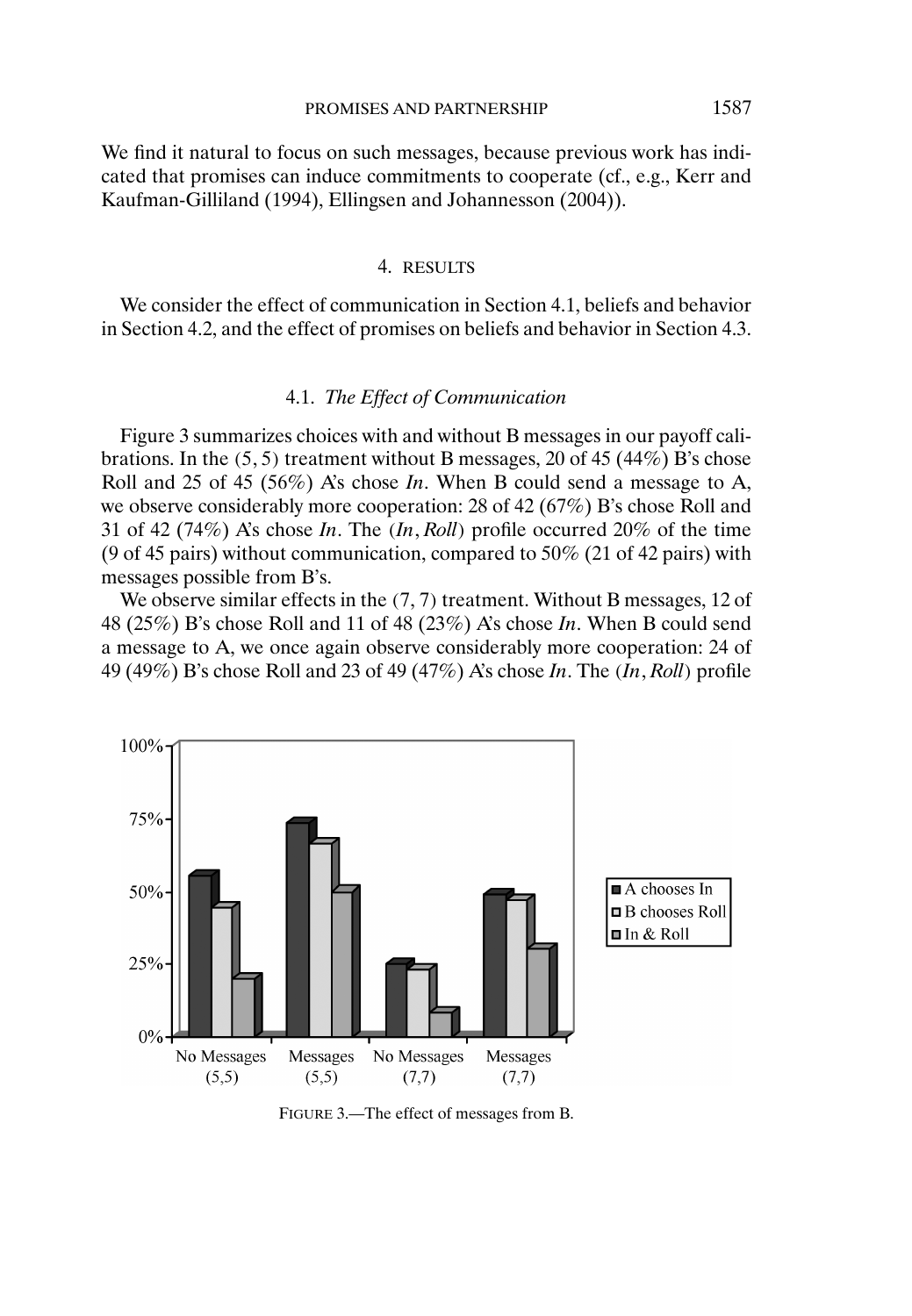We find it natural to focus on such messages, because previous work has indicated that promises can induce commitments to cooperate (cf., e.g., Kerr and Kaufman-Gilliland (1994), Ellingsen and Johannesson (2004)).

## 4. RESULTS

We consider the effect of communication in Section 4.1, beliefs and behavior in Section 4.2, and the effect of promises on beliefs and behavior in Section 4.3.

### 4.1. *The Effect of Communication*

Figure 3 summarizes choices with and without B messages in our payoff calibrations. In the $(5, 5)$ treatment without B messages, 20 of 45 (44%) B's chose Roll and 25 of 45 (56%) A's chose *In*. When B could send a message to A, we observe considerably more cooperation: 28 of 42 (67%) B's chose Roll and 31 of 42 (74%) A's chose *In*. The $(In, Roll)$ profile occurred 20% of the time (9 of 45 pairs) without communication, compared to 50% (21 of 42 pairs) with messages possible from B's.

We observe similar effects in the $(7, 7)$ treatment. Without B messages, 12 of 48 (25%) B's chose Roll and 11 of 48 (23%) A's chose *In*. When B could send a message to A, we once again observe considerably more cooperation: 24 of 49 (49%) B's chose Roll and 23 of 49 (47%) A's chose *In*. The $(In, Roll)$ profile

FIGURE 3.—The effect of messages from B.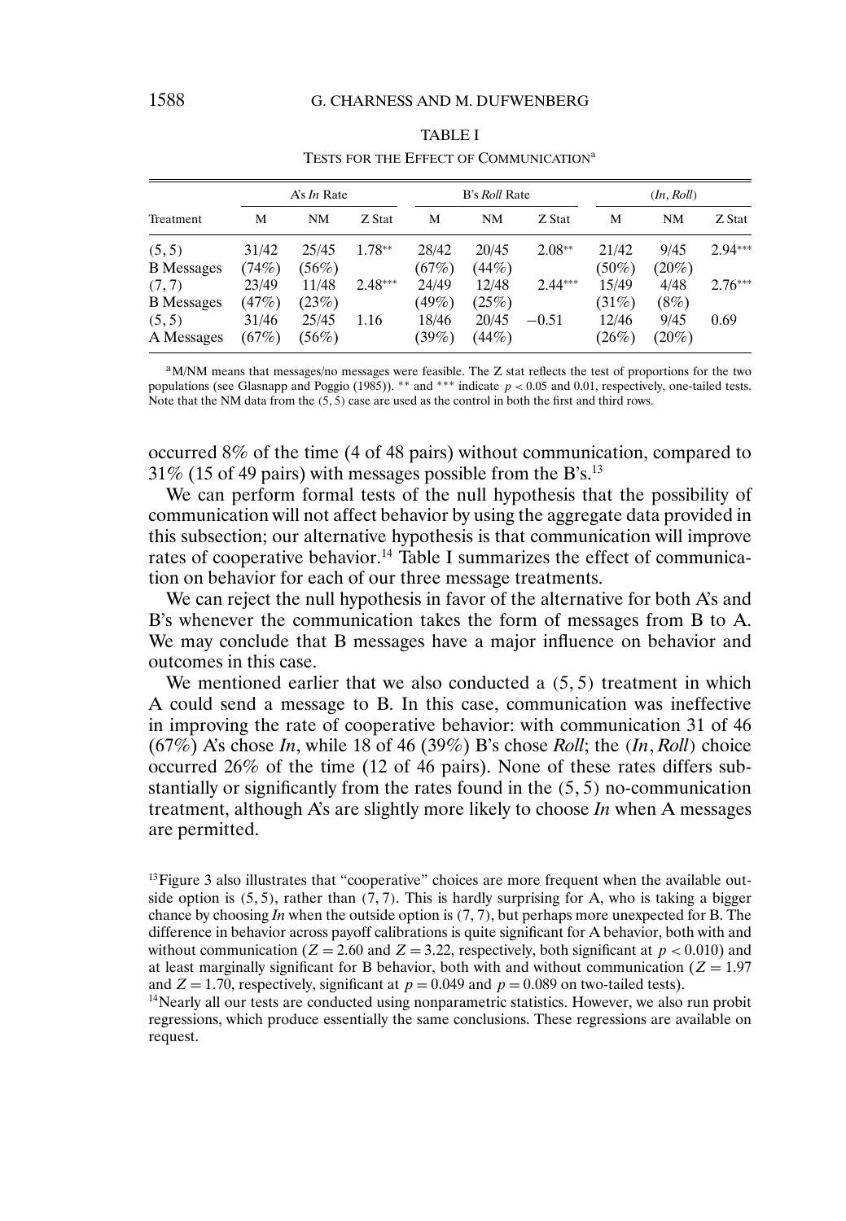TABLE I

TESTS FOR THE EFFECT OF COMMUNICATION[a]

| Treatment | A's *In* Rate | | | B's *Roll* Rate | | | (*In*, *Roll*) | | |
|---|---|---|---|---|---|---|---|---|---|
| | M | NM | Z Stat | M | NM | Z Stat | M | NM | Z Stat |
| (5, 5) B Messages | 31/42 (74%) | 25/45 (56%) | 1.78** | 28/42 (67%) | 20/45 (44%) | 2.08** | 21/42 (50%) | 9/45 (20%) | 2.94*** |
| (7, 7) B Messages | 23/49 (47%) | 11/48 (23%) | 2.48*** | 24/49 (49%) | 12/48 (25%) | 2.44*** | 15/49 (31%) | 4/48 (8%) | 2.76*** |
| (5, 5) A Messages | 31/46 (67%) | 25/45 (56%) | 1.16 | 18/46 (39%) | 20/45 (44%) | −0.51 | 12/46 (26%) | 9/45 (20%) | 0.69 |

[a]M/NM means that messages/no messages were feasible. The Z stat reflects the test of proportions for the two populations (see Glasnapp and Poggio (1985)). ** and *** indicate $p < 0.05$ and 0.01, respectively, one-tailed tests. Note that the NM data from the (5, 5) case are used as the control in both the first and third rows.

occurred 8% of the time (4 of 48 pairs) without communication, compared to 31% (15 of 49 pairs) with messages possible from the B's.[13]

We can perform formal tests of the null hypothesis that the possibility of communication will not affect behavior by using the aggregate data provided in this subsection; our alternative hypothesis is that communication will improve rates of cooperative behavior.[14] Table I summarizes the effect of communication on behavior for each of our three message treatments.

We can reject the null hypothesis in favor of the alternative for both A's and B's whenever the communication takes the form of messages from B to A. We may conclude that B messages have a major influence on behavior and outcomes in this case.

We mentioned earlier that we also conducted a (5, 5) treatment in which A could send a message to B. In this case, communication was ineffective in improving the rate of cooperative behavior: with communication 31 of 46 (67%) A's chose *In*, while 18 of 46 (39%) B's chose *Roll*; the (*In*, *Roll*) choice occurred 26% of the time (12 of 46 pairs). None of these rates differs substantially or significantly from the rates found in the (5, 5) no-communication treatment, although A's are slightly more likely to choose *In* when A messages are permitted.

[13]Figure 3 also illustrates that "cooperative" choices are more frequent when the available outside option is (5, 5), rather than (7, 7). This is hardly surprising for A, who is taking a bigger chance by choosing *In* when the outside option is (7, 7), but perhaps more unexpected for B. The difference in behavior across payoff calibrations is quite significant for A behavior, both with and without communication ($Z = 2.60$ and $Z = 3.22$, respectively, both significant at $p < 0.010$) and at least marginally significant for B behavior, both with and without communication ($Z = 1.97$ and $Z = 1.70$, respectively, significant at $p = 0.049$ and $p = 0.089$ on two-tailed tests).

[14]Nearly all our tests are conducted using nonparametric statistics. However, we also run probit regressions, which produce essentially the same conclusions. These regressions are available on request.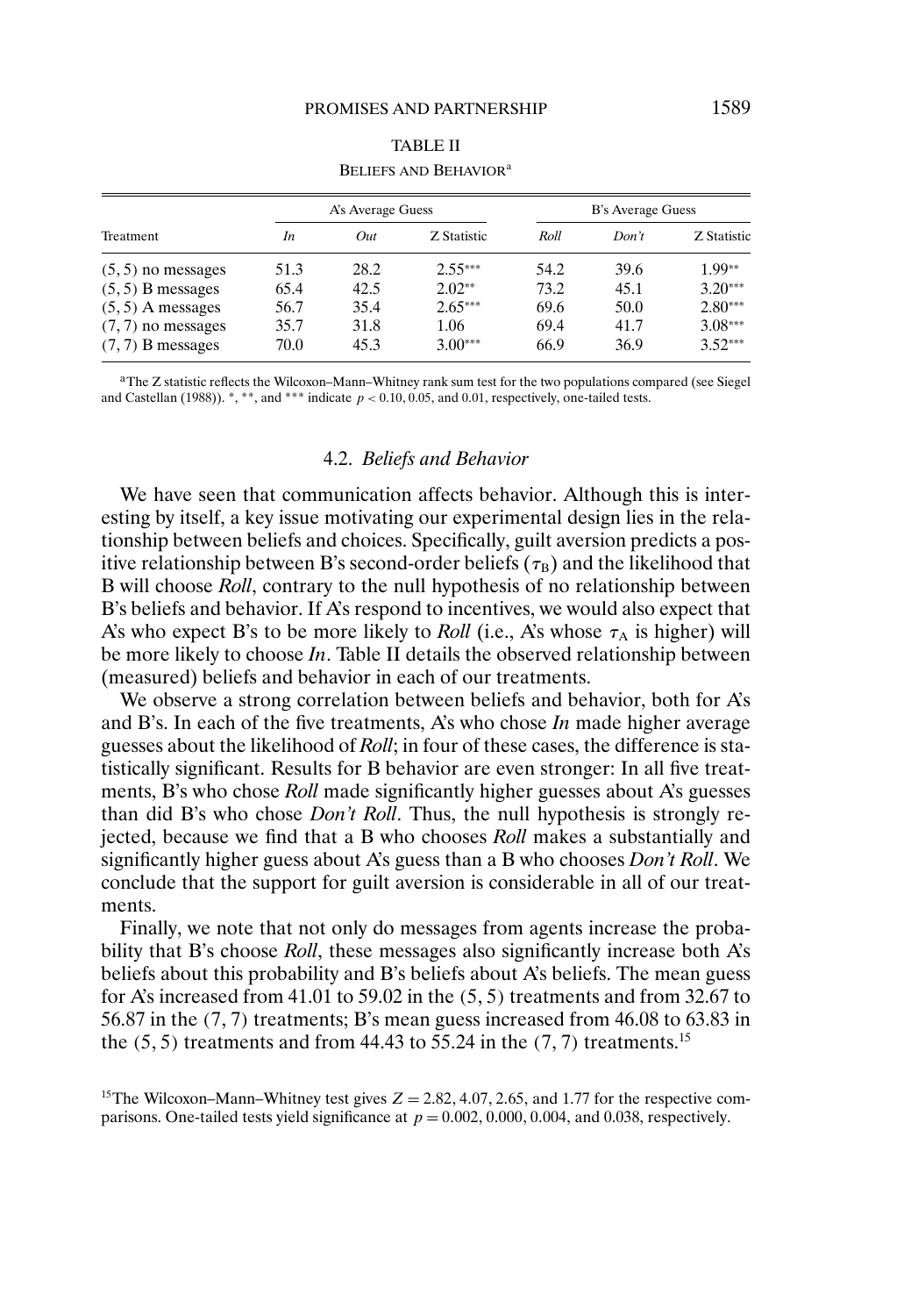TABLE II

BELIEFS AND BEHAVIOR[a]

| Treatment | A's Average Guess | | | B's Average Guess | | |
|---|---|---|---|---|---|---|
| | *In* | *Out* | Z Statistic | *Roll* | *Don't* | Z Statistic |
| $(5, 5)$ no messages | 51.3 | 28.2 | 2.55*** | 54.2 | 39.6 | 1.99** |
| $(5, 5)$ B messages | 65.4 | 42.5 | 2.02** | 73.2 | 45.1 | 3.20*** |
| $(5, 5)$ A messages | 56.7 | 35.4 | 2.65*** | 69.6 | 50.0 | 2.80*** |
| $(7, 7)$ no messages | 35.7 | 31.8 | 1.06 | 69.4 | 41.7 | 3.08*** |
| $(7, 7)$ B messages | 70.0 | 45.3 | 3.00*** | 66.9 | 36.9 | 3.52*** |

[a]The Z statistic reflects the Wilcoxon–Mann–Whitney rank sum test for the two populations compared (see Siegel and Castellan (1988)). *, **, and *** indicate $p < 0.10, 0.05$, and $0.01$, respectively, one-tailed tests.

### 4.2. *Beliefs and Behavior*

We have seen that communication affects behavior. Although this is interesting by itself, a key issue motivating our experimental design lies in the relationship between beliefs and choices. Specifically, guilt aversion predicts a positive relationship between B's second-order beliefs ($\tau_B$) and the likelihood that B will choose *Roll*, contrary to the null hypothesis of no relationship between B's beliefs and behavior. If A's respond to incentives, we would also expect that A's who expect B's to be more likely to *Roll* (i.e., A's whose $\tau_A$ is higher) will be more likely to choose *In*. Table II details the observed relationship between (measured) beliefs and behavior in each of our treatments.

We observe a strong correlation between beliefs and behavior, both for A's and B's. In each of the five treatments, A's who chose *In* made higher average guesses about the likelihood of *Roll*; in four of these cases, the difference is statistically significant. Results for B behavior are even stronger: In all five treatments, B's who chose *Roll* made significantly higher guesses about A's guesses than did B's who chose *Don't Roll*. Thus, the null hypothesis is strongly rejected, because we find that a B who chooses *Roll* makes a substantially and significantly higher guess about A's guess than a B who chooses *Don't Roll*. We conclude that the support for guilt aversion is considerable in all of our treatments.

Finally, we note that not only do messages from agents increase the probability that B's choose *Roll*, these messages also significantly increase both A's beliefs about this probability and B's beliefs about A's beliefs. The mean guess for A's increased from 41.01 to 59.02 in the $(5, 5)$ treatments and from 32.67 to 56.87 in the $(7, 7)$ treatments; B's mean guess increased from 46.08 to 63.83 in the $(5, 5)$ treatments and from 44.43 to 55.24 in the $(7, 7)$ treatments.[15]

[15]The Wilcoxon–Mann–Whitney test gives $Z = 2.82, 4.07, 2.65$, and $1.77$ for the respective comparisons. One-tailed tests yield significance at $p = 0.002, 0.000, 0.004$, and $0.038$, respectively.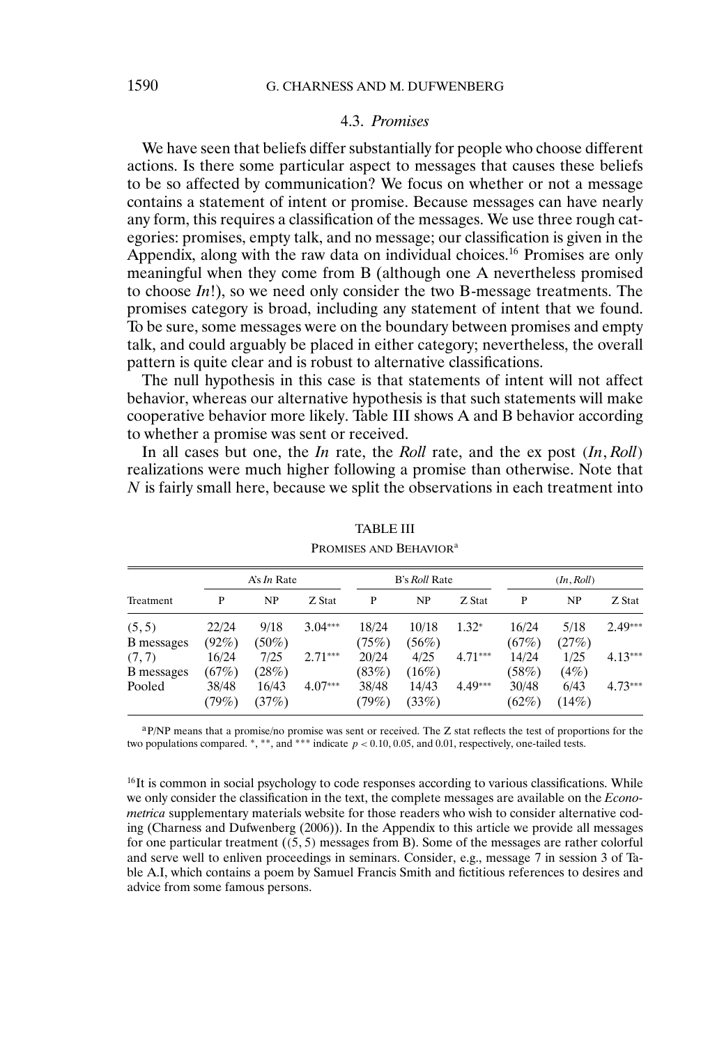### 4.3. *Promises*

We have seen that beliefs differ substantially for people who choose different actions. Is there some particular aspect to messages that causes these beliefs to be so affected by communication? We focus on whether or not a message contains a statement of intent or promise. Because messages can have nearly any form, this requires a classification of the messages. We use three rough categories: promises, empty talk, and no message; our classification is given in the Appendix, along with the raw data on individual choices.[16] Promises are only meaningful when they come from B (although one A nevertheless promised to choose *In*!), so we need only consider the two B-message treatments. The promises category is broad, including any statement of intent that we found. To be sure, some messages were on the boundary between promises and empty talk, and could arguably be placed in either category; nevertheless, the overall pattern is quite clear and is robust to alternative classifications.

The null hypothesis in this case is that statements of intent will not affect behavior, whereas our alternative hypothesis is that such statements will make cooperative behavior more likely. Table III shows A and B behavior according to whether a promise was sent or received.

In all cases but one, the *In* rate, the *Roll* rate, and the ex post (*In*, *Roll*) realizations were much higher following a promise than otherwise. Note that $N$ is fairly small here, because we split the observations in each treatment into

TABLE III

PROMISES AND BEHAVIOR[a]

| Treatment | A's *In* Rate | | | B's *Roll* Rate | | | (*In*, *Roll*) | | |
|---|---|---|---|---|---|---|---|---|---|
| | P | NP | Z Stat | P | NP | Z Stat | P | NP | Z Stat |
| (5, 5) B messages | 22/24 (92%) | 9/18 (50%) | 3.04*** | 18/24 (75%) | 10/18 (56%) | 1.32* | 16/24 (67%) | 5/18 (27%) | 2.49*** |
| (7, 7) B messages | 16/24 (67%) | 7/25 (28%) | 2.71*** | 20/24 (83%) | 4/25 (16%) | 4.71*** | 14/24 (58%) | 1/25 (4%) | 4.13*** |
| Pooled | 38/48 (79%) | 16/43 (37%) | 4.07*** | 38/48 (79%) | 14/43 (33%) | 4.49*** | 30/48 (62%) | 6/43 (14%) | 4.73*** |

[a]P/NP means that a promise/no promise was sent or received. The Z stat reflects the test of proportions for the two populations compared. *, **, and *** indicate $p < 0.10$, 0.05, and 0.01, respectively, one-tailed tests.

[16]It is common in social psychology to code responses according to various classifications. While we only consider the classification in the text, the complete messages are available on the *Econometrica* supplementary materials website for those readers who wish to consider alternative coding (Charness and Dufwenberg (2006)). In the Appendix to this article we provide all messages for one particular treatment ((5, 5) messages from B). Some of the messages are rather colorful and serve well to enliven proceedings in seminars. Consider, e.g., message 7 in session 3 of Table A.I, which contains a poem by Samuel Francis Smith and fictitious references to desires and advice from some famous persons.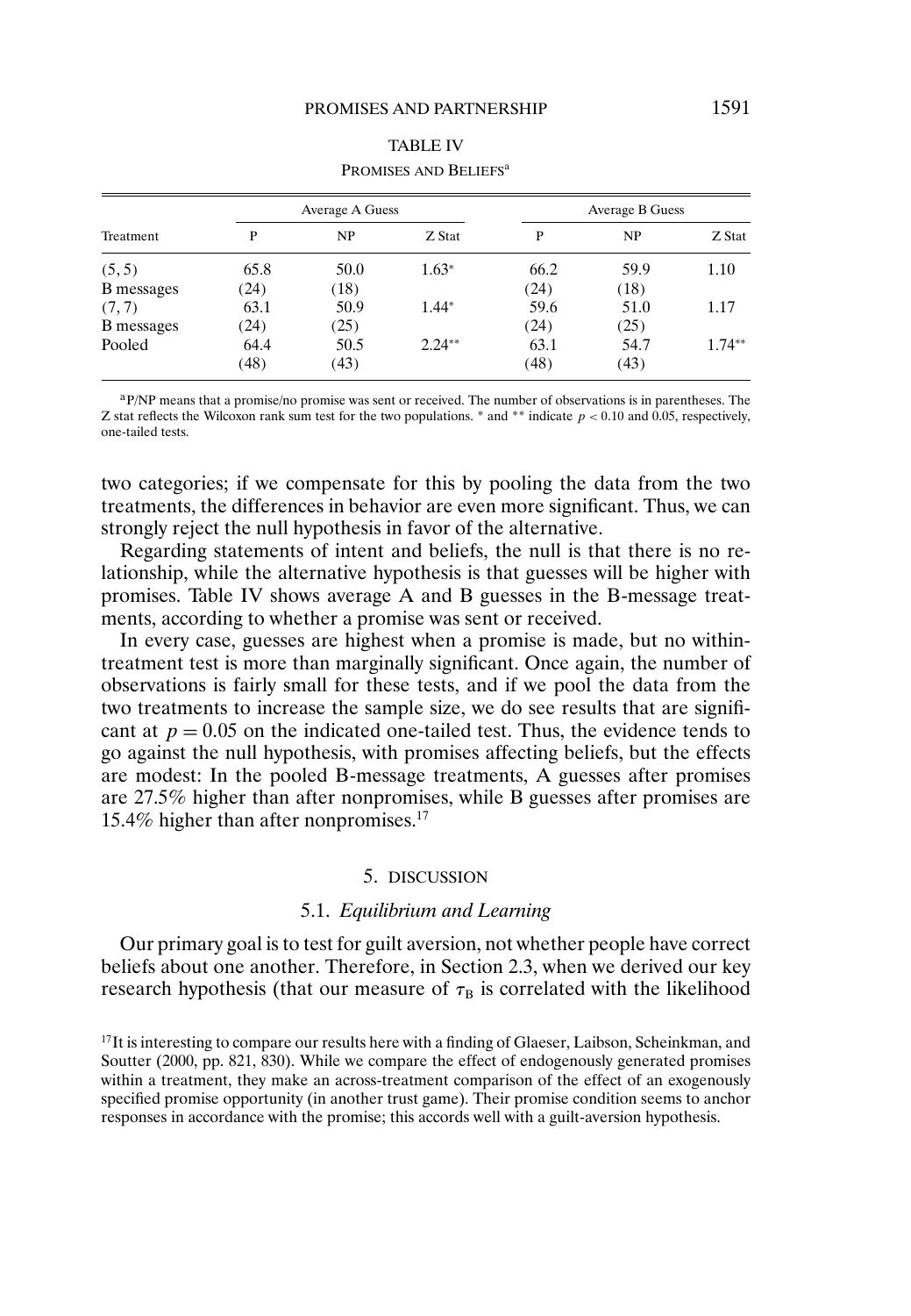TABLE IV

PROMISES AND BELIEFS[a]

| Treatment | Average A Guess | | | Average B Guess | | |
|---|---|---|---|---|---|---|
| | P | NP | Z Stat | P | NP | Z Stat |
| (5, 5) | 65.8 | 50.0 | 1.63* | 66.2 | 59.9 | 1.10 |
| B messages | (24) | (18) | | (24) | (18) | |
| (7, 7) | 63.1 | 50.9 | 1.44* | 59.6 | 51.0 | 1.17 |
| B messages | (24) | (25) | | (24) | (25) | |
| Pooled | 64.4 | 50.5 | 2.24** | 63.1 | 54.7 | 1.74** |
| | (48) | (43) | | (48) | (43) | |

[a]P/NP means that a promise/no promise was sent or received. The number of observations is in parentheses. The Z stat reflects the Wilcoxon rank sum test for the two populations. * and ** indicate $p < 0.10$ and 0.05, respectively, one-tailed tests.

two categories; if we compensate for this by pooling the data from the two treatments, the differences in behavior are even more significant. Thus, we can strongly reject the null hypothesis in favor of the alternative.

Regarding statements of intent and beliefs, the null is that there is no relationship, while the alternative hypothesis is that guesses will be higher with promises. Table IV shows average A and B guesses in the B-message treatments, according to whether a promise was sent or received.

In every case, guesses are highest when a promise is made, but no within-treatment test is more than marginally significant. Once again, the number of observations is fairly small for these tests, and if we pool the data from the two treatments to increase the sample size, we do see results that are significant at $p = 0.05$ on the indicated one-tailed test. Thus, the evidence tends to go against the null hypothesis, with promises affecting beliefs, but the effects are modest: In the pooled B-message treatments, A guesses after promises are 27.5% higher than after nonpromises, while B guesses after promises are 15.4% higher than after nonpromises.[17]

## 5. DISCUSSION

### 5.1. *Equilibrium and Learning*

Our primary goal is to test for guilt aversion, not whether people have correct beliefs about one another. Therefore, in Section 2.3, when we derived our key research hypothesis (that our measure of $\tau_B$ is correlated with the likelihood

[17]It is interesting to compare our results here with a finding of Glaeser, Laibson, Scheinkman, and Soutter (2000, pp. 821, 830). While we compare the effect of endogenously generated promises within a treatment, they make an across-treatment comparison of the effect of an exogenously specified promise opportunity (in another trust game). Their promise condition seems to anchor responses in accordance with the promise; this accords well with a guilt-aversion hypothesis.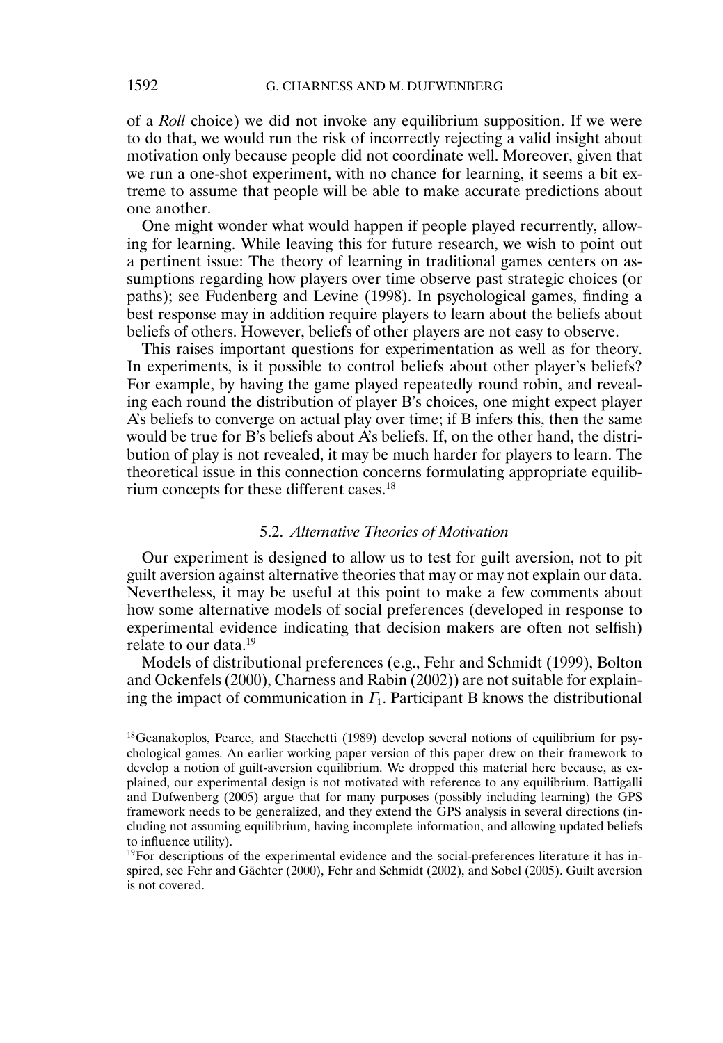of a *Roll* choice) we did not invoke any equilibrium supposition. If we were to do that, we would run the risk of incorrectly rejecting a valid insight about motivation only because people did not coordinate well. Moreover, given that we run a one-shot experiment, with no chance for learning, it seems a bit extreme to assume that people will be able to make accurate predictions about one another.

One might wonder what would happen if people played recurrently, allowing for learning. While leaving this for future research, we wish to point out a pertinent issue: The theory of learning in traditional games centers on assumptions regarding how players over time observe past strategic choices (or paths); see Fudenberg and Levine (1998). In psychological games, finding a best response may in addition require players to learn about the beliefs about beliefs of others. However, beliefs of other players are not easy to observe.

This raises important questions for experimentation as well as for theory. In experiments, is it possible to control beliefs about other player's beliefs? For example, by having the game played repeatedly round robin, and revealing each round the distribution of player B's choices, one might expect player A's beliefs to converge on actual play over time; if B infers this, then the same would be true for B's beliefs about A's beliefs. If, on the other hand, the distribution of play is not revealed, it may be much harder for players to learn. The theoretical issue in this connection concerns formulating appropriate equilibrium concepts for these different cases.[18]

### 5.2. *Alternative Theories of Motivation*

Our experiment is designed to allow us to test for guilt aversion, not to pit guilt aversion against alternative theories that may or may not explain our data. Nevertheless, it may be useful at this point to make a few comments about how some alternative models of social preferences (developed in response to experimental evidence indicating that decision makers are often not selfish) relate to our data.[19]

Models of distributional preferences (e.g., Fehr and Schmidt (1999), Bolton and Ockenfels (2000), Charness and Rabin (2002)) are not suitable for explaining the impact of communication in $\Gamma_1$. Participant B knows the distributional

[18] Geanakoplos, Pearce, and Stacchetti (1989) develop several notions of equilibrium for psychological games. An earlier working paper version of this paper drew on their framework to develop a notion of guilt-aversion equilibrium. We dropped this material here because, as explained, our experimental design is not motivated with reference to any equilibrium. Battigalli and Dufwenberg (2005) argue that for many purposes (possibly including learning) the GPS framework needs to be generalized, and they extend the GPS analysis in several directions (including not assuming equilibrium, having incomplete information, and allowing updated beliefs to influence utility).

[19] For descriptions of the experimental evidence and the social-preferences literature it has inspired, see Fehr and Gächter (2000), Fehr and Schmidt (2002), and Sobel (2005). Guilt aversion is not covered.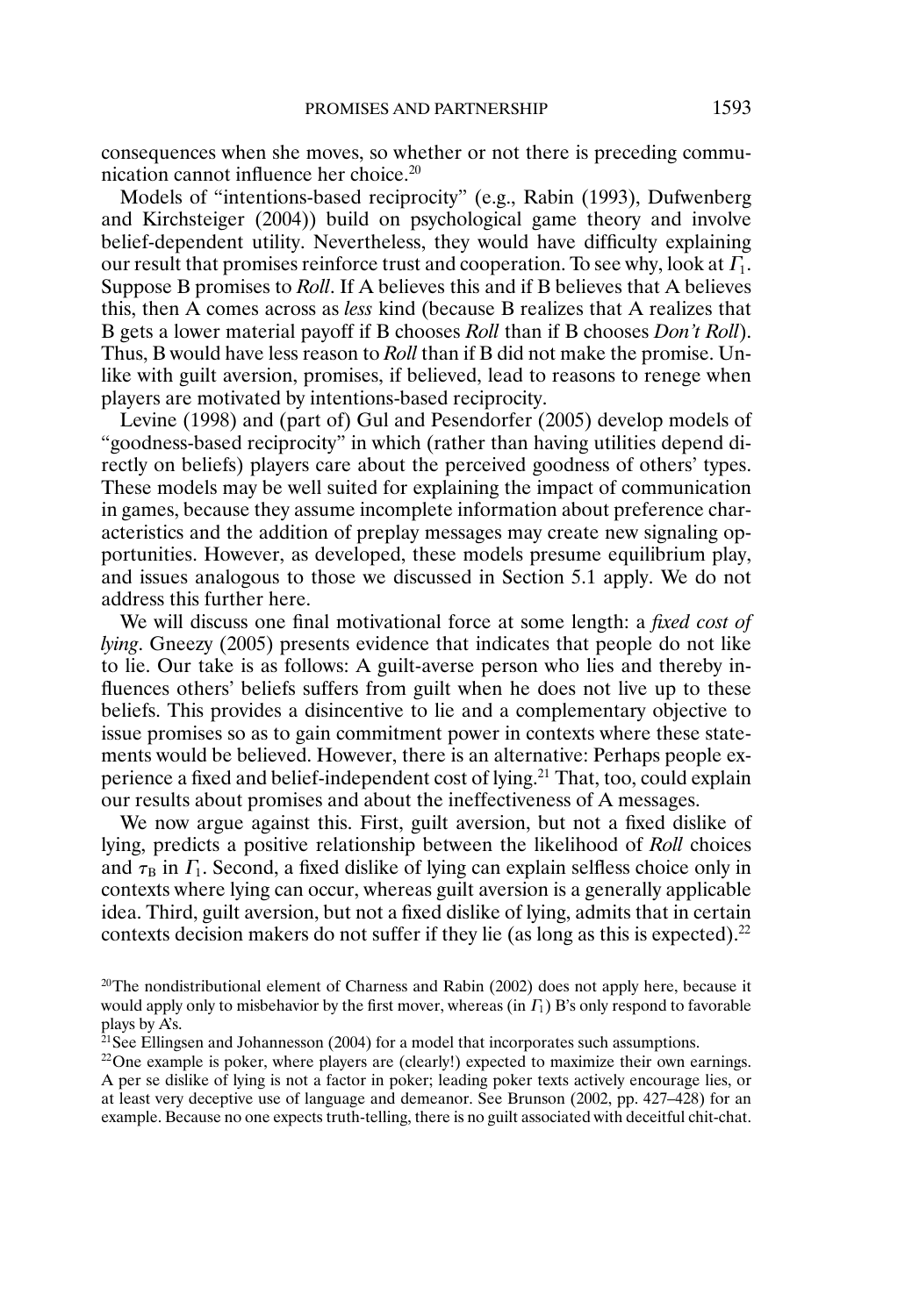consequences when she moves, so whether or not there is preceding communication cannot influence her choice.[20]

Models of "intentions-based reciprocity" (e.g., Rabin (1993), Dufwenberg and Kirchsteiger (2004)) build on psychological game theory and involve belief-dependent utility. Nevertheless, they would have difficulty explaining our result that promises reinforce trust and cooperation. To see why, look at $\Gamma_1$. Suppose B promises to *Roll*. If A believes this and if B believes that A believes this, then A comes across as *less* kind (because B realizes that A realizes that B gets a lower material payoff if B chooses *Roll* than if B chooses *Don't Roll*). Thus, B would have less reason to *Roll* than if B did not make the promise. Unlike with guilt aversion, promises, if believed, lead to reasons to renege when players are motivated by intentions-based reciprocity.

Levine (1998) and (part of) Gul and Pesendorfer (2005) develop models of "goodness-based reciprocity" in which (rather than having utilities depend directly on beliefs) players care about the perceived goodness of others' types. These models may be well suited for explaining the impact of communication in games, because they assume incomplete information about preference characteristics and the addition of preplay messages may create new signaling opportunities. However, as developed, these models presume equilibrium play, and issues analogous to those we discussed in Section 5.1 apply. We do not address this further here.

We will discuss one final motivational force at some length: a *fixed cost of lying*. Gneezy (2005) presents evidence that indicates that people do not like to lie. Our take is as follows: A guilt-averse person who lies and thereby influences others' beliefs suffers from guilt when he does not live up to these beliefs. This provides a disincentive to lie and a complementary objective to issue promises so as to gain commitment power in contexts where these statements would be believed. However, there is an alternative: Perhaps people experience a fixed and belief-independent cost of lying.[21] That, too, could explain our results about promises and about the ineffectiveness of A messages.

We now argue against this. First, guilt aversion, but not a fixed dislike of lying, predicts a positive relationship between the likelihood of *Roll* choices and $\tau_B$ in $\Gamma_1$. Second, a fixed dislike of lying can explain selfless choice only in contexts where lying can occur, whereas guilt aversion is a generally applicable idea. Third, guilt aversion, but not a fixed dislike of lying, admits that in certain contexts decision makers do not suffer if they lie (as long as this is expected).[22]

[20]The nondistributional element of Charness and Rabin (2002) does not apply here, because it would apply only to misbehavior by the first mover, whereas (in $\Gamma_1$) B's only respond to favorable plays by A's.

[21]See Ellingsen and Johannesson (2004) for a model that incorporates such assumptions.

[22]One example is poker, where players are (clearly!) expected to maximize their own earnings. A per se dislike of lying is not a factor in poker; leading poker texts actively encourage lies, or at least very deceptive use of language and demeanor. See Brunson (2002, pp. 427–428) for an example. Because no one expects truth-telling, there is no guilt associated with deceitful chit-chat.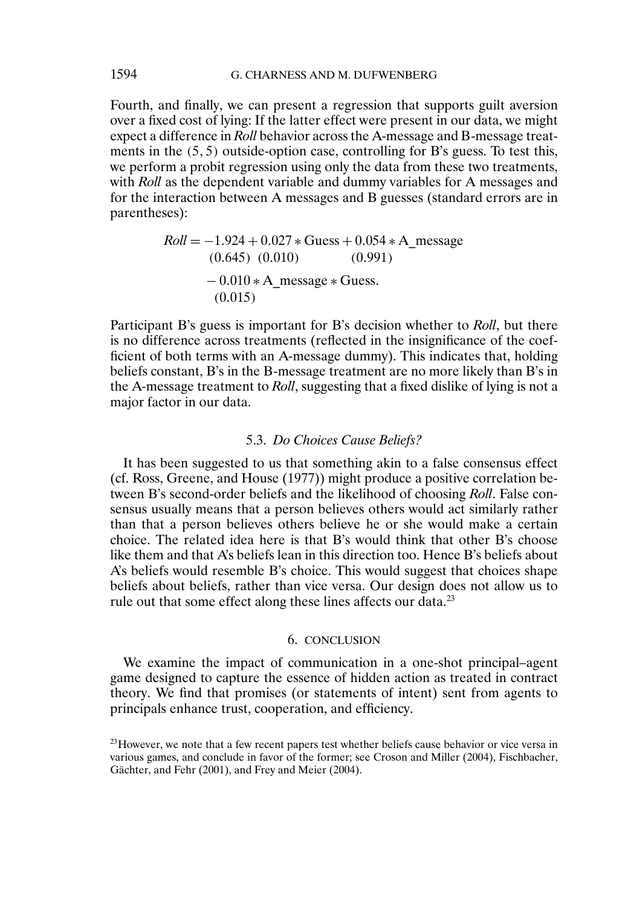Fourth, and finally, we can present a regression that supports guilt aversion over a fixed cost of lying: If the latter effect were present in our data, we might expect a difference in *Roll* behavior across the A-message and B-message treatments in the $(5, 5)$ outside-option case, controlling for B's guess. To test this, we perform a probit regression using only the data from these two treatments, with *Roll* as the dependent variable and dummy variables for A messages and for the interaction between A messages and B guesses (standard errors are in parentheses):

$$
\begin{aligned}
Roll = \underset{(0.645)}{-1.924} + \underset{(0.010)}{0.027} * \text{Guess} + \underset{(0.991)}{0.054} * \text{A\_message} \\
\quad - \underset{(0.015)}{0.010} * \text{A\_message} * \text{Guess}.
\end{aligned}
$$

Participant B's guess is important for B's decision whether to *Roll*, but there is no difference across treatments (reflected in the insignificance of the coefficient of both terms with an A-message dummy). This indicates that, holding beliefs constant, B's in the B-message treatment are no more likely than B's in the A-message treatment to *Roll*, suggesting that a fixed dislike of lying is not a major factor in our data.

### 5.3. *Do Choices Cause Beliefs?*

It has been suggested to us that something akin to a false consensus effect (cf. Ross, Greene, and House (1977)) might produce a positive correlation between B's second-order beliefs and the likelihood of choosing *Roll*. False consensus usually means that a person believes others would act similarly rather than that a person believes others believe he or she would make a certain choice. The related idea here is that B's would think that other B's choose like them and that A's beliefs lean in this direction too. Hence B's beliefs about A's beliefs would resemble B's choice. This would suggest that choices shape beliefs about beliefs, rather than vice versa. Our design does not allow us to rule out that some effect along these lines affects our data.[23]

## 6. CONCLUSION

We examine the impact of communication in a one-shot principal–agent game designed to capture the essence of hidden action as treated in contract theory. We find that promises (or statements of intent) sent from agents to principals enhance trust, cooperation, and efficiency.

[23] However, we note that a few recent papers test whether beliefs cause behavior or vice versa in various games, and conclude in favor of the former; see Croson and Miller (2004), Fischbacher, Gächter, and Fehr (2001), and Frey and Meier (2004).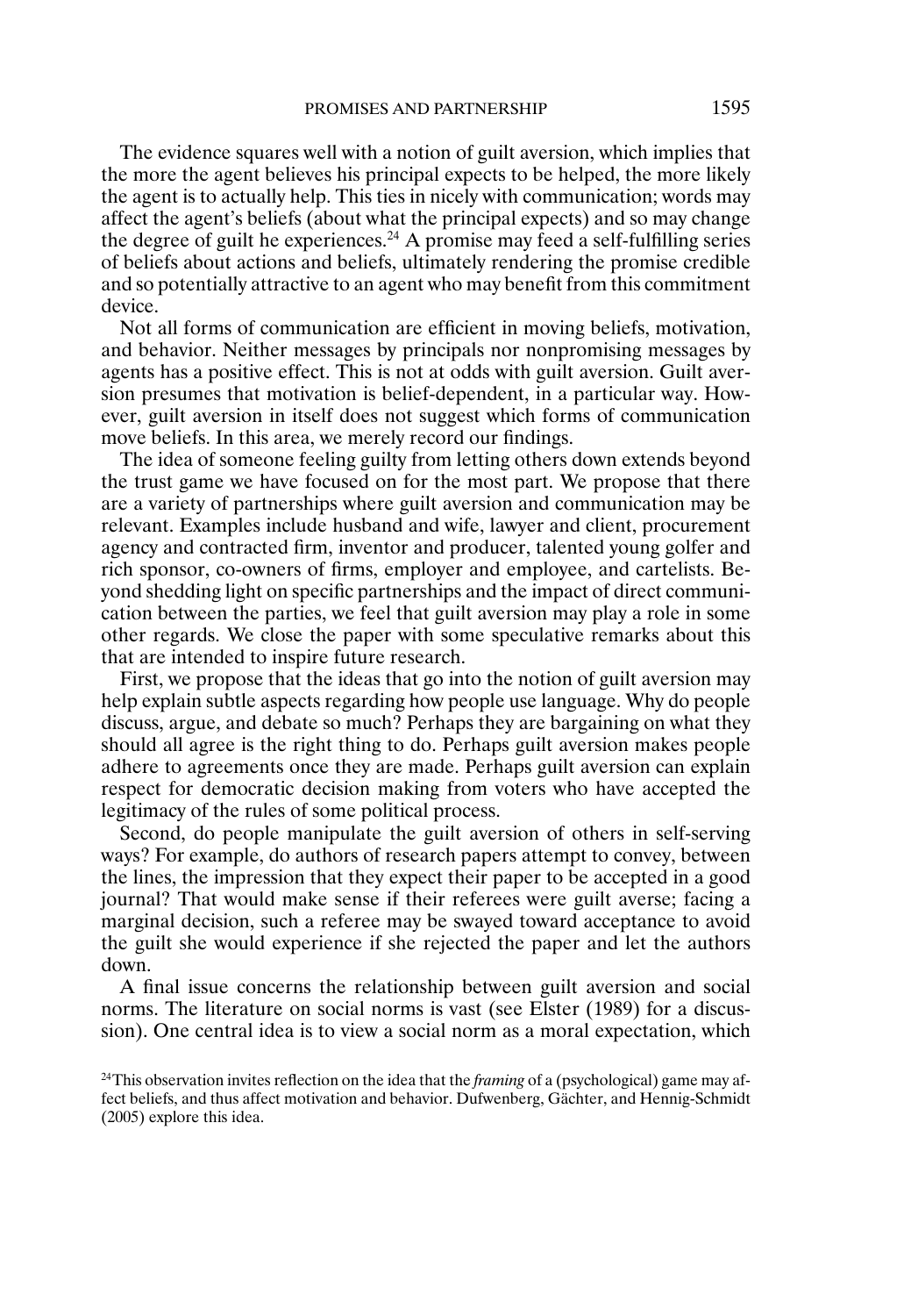The evidence squares well with a notion of guilt aversion, which implies that the more the agent believes his principal expects to be helped, the more likely the agent is to actually help. This ties in nicely with communication; words may affect the agent's beliefs (about what the principal expects) and so may change the degree of guilt he experiences.[24] A promise may feed a self-fulfilling series of beliefs about actions and beliefs, ultimately rendering the promise credible and so potentially attractive to an agent who may benefit from this commitment device.

Not all forms of communication are efficient in moving beliefs, motivation, and behavior. Neither messages by principals nor nonpromising messages by agents has a positive effect. This is not at odds with guilt aversion. Guilt aversion presumes that motivation is belief-dependent, in a particular way. However, guilt aversion in itself does not suggest which forms of communication move beliefs. In this area, we merely record our findings.

The idea of someone feeling guilty from letting others down extends beyond the trust game we have focused on for the most part. We propose that there are a variety of partnerships where guilt aversion and communication may be relevant. Examples include husband and wife, lawyer and client, procurement agency and contracted firm, inventor and producer, talented young golfer and rich sponsor, co-owners of firms, employer and employee, and cartelists. Beyond shedding light on specific partnerships and the impact of direct communication between the parties, we feel that guilt aversion may play a role in some other regards. We close the paper with some speculative remarks about this that are intended to inspire future research.

First, we propose that the ideas that go into the notion of guilt aversion may help explain subtle aspects regarding how people use language. Why do people discuss, argue, and debate so much? Perhaps they are bargaining on what they should all agree is the right thing to do. Perhaps guilt aversion makes people adhere to agreements once they are made. Perhaps guilt aversion can explain respect for democratic decision making from voters who have accepted the legitimacy of the rules of some political process.

Second, do people manipulate the guilt aversion of others in self-serving ways? For example, do authors of research papers attempt to convey, between the lines, the impression that they expect their paper to be accepted in a good journal? That would make sense if their referees were guilt averse; facing a marginal decision, such a referee may be swayed toward acceptance to avoid the guilt she would experience if she rejected the paper and let the authors down.

A final issue concerns the relationship between guilt aversion and social norms. The literature on social norms is vast (see Elster (1989) for a discussion). One central idea is to view a social norm as a moral expectation, which

[24]This observation invites reflection on the idea that the *framing* of a (psychological) game may affect beliefs, and thus affect motivation and behavior. Dufwenberg, Gächter, and Hennig-Schmidt (2005) explore this idea.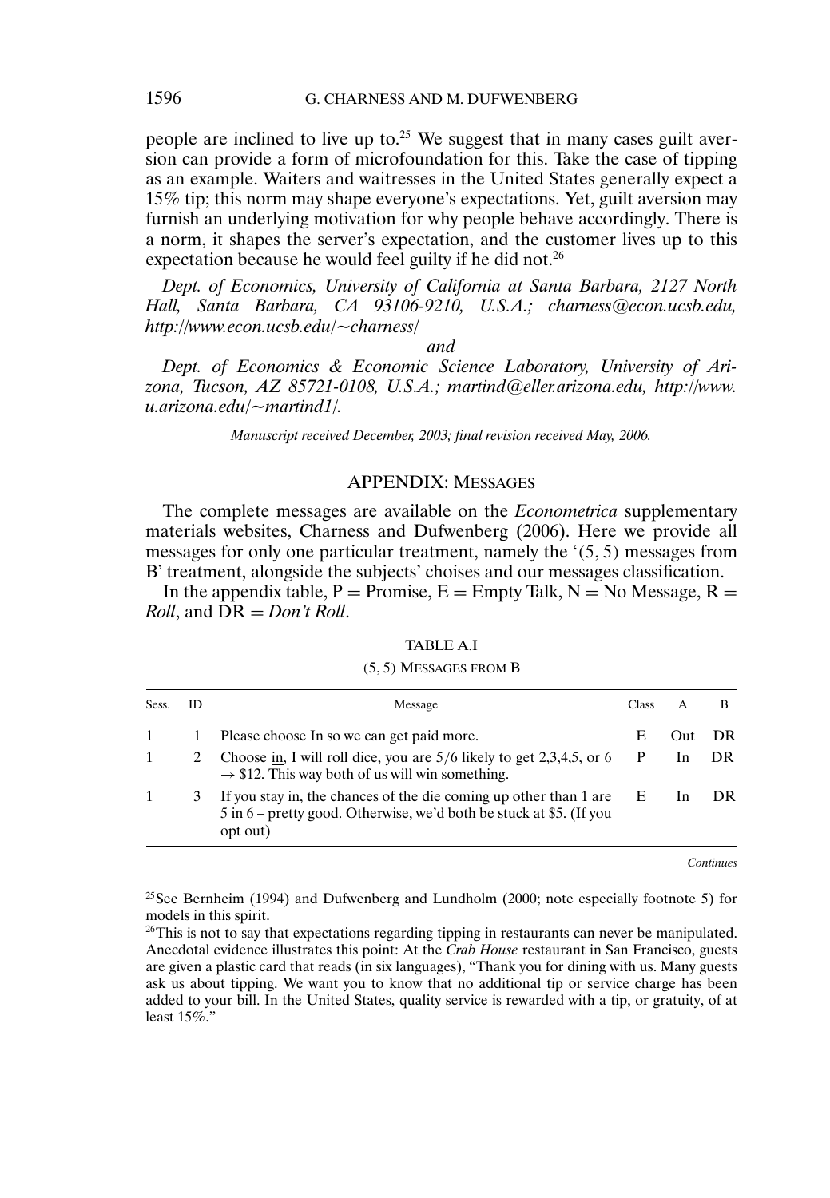people are inclined to live up to.[25] We suggest that in many cases guilt aversion can provide a form of microfoundation for this. Take the case of tipping as an example. Waiters and waitresses in the United States generally expect a 15% tip; this norm may shape everyone's expectations. Yet, guilt aversion may furnish an underlying motivation for why people behave accordingly. There is a norm, it shapes the server's expectation, and the customer lives up to this expectation because he would feel guilty if he did not.[26]

*Dept. of Economics, University of California at Santa Barbara, 2127 North Hall, Santa Barbara, CA 93106-9210, U.S.A.; charness@econ.ucsb.edu, http://www.econ.ucsb.edu/~charness/*

*and*

*Dept. of Economics & Economic Science Laboratory, University of Arizona, Tucson, AZ 85721-0108, U.S.A.; martind@eller.arizona.edu, http://www.u.arizona.edu/~martind1/.*

*Manuscript received December, 2003; final revision received May, 2006.*

## APPENDIX: MESSAGES

The complete messages are available on the *Econometrica* supplementary materials websites, Charness and Dufwenberg (2006). Here we provide all messages for only one particular treatment, namely the '(5, 5) messages from B' treatment, alongside the subjects' choises and our messages classification.

In the appendix table, P = Promise, E = Empty Talk, N = No Message, R = *Roll*, and DR = *Don't Roll*.

TABLE A.I

(5, 5) MESSAGES FROM B

| Sess. | ID | Message | Class | A | B |
|---|---|---|---|---|---|
| 1 | 1 | Please choose In so we can get paid more. | E | Out | DR |
| 1 | 2 | Choose in, I will roll dice, you are 5/6 likely to get 2,3,4,5, or 6 → $12. This way both of us will win something. | P | In | DR |
| 1 | 3 | If you stay in, the chances of the die coming up other than 1 are 5 in 6 – pretty good. Otherwise, we'd both be stuck at $5. (If you opt out) | E | In | DR |

*Continues*

[25]See Bernheim (1994) and Dufwenberg and Lundholm (2000; note especially footnote 5) for models in this spirit.

[26]This is not to say that expectations regarding tipping in restaurants can never be manipulated. Anecdotal evidence illustrates this point: At the *Crab House* restaurant in San Francisco, guests are given a plastic card that reads (in six languages), "Thank you for dining with us. Many guests ask us about tipping. We want you to know that no additional tip or service charge has been added to your bill. In the United States, quality service is rewarded with a tip, or gratuity, of at least 15%."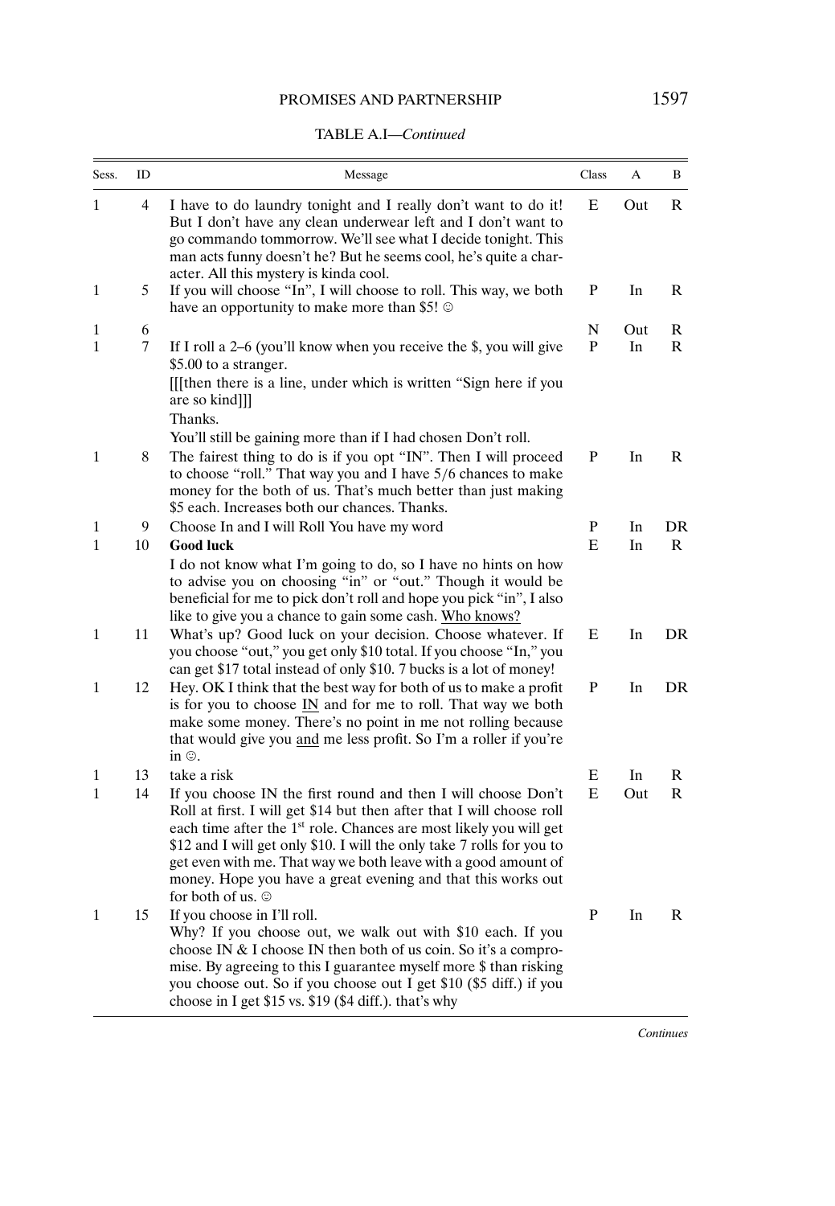TABLE A.I—*Continued*

| Sess. | ID | Message | Class | A | B |
|---|---|---|---|---|---|
| 1 | 4 | I have to do laundry tonight and I really don't want to do it! But I don't have any clean underwear left and I don't want to go commando tommorrow. We'll see what I decide tonight. This man acts funny doesn't he? But he seems cool, he's quite a character. All this mystery is kinda cool. | E | Out | R |
| 1 | 5 | If you will choose "In", I will choose to roll. This way, we both have an opportunity to make more than $5! ☺ | P | In | R |
| 1 | 6 | | N | Out | R |
| 1 | 7 | If I roll a 2–6 (you'll know when you receive the $, you will give $5.00 to a stranger. [[[then there is a line, under which is written "Sign here if you are so kind]]] Thanks. You'll still be gaining more than if I had chosen Don't roll. | P | In | R |
| 1 | 8 | The fairest thing to do is if you opt "IN". Then I will proceed to choose "roll." That way you and I have 5/6 chances to make money for the both of us. That's much better than just making $5 each. Increases both our chances. Thanks. | P | In | R |
| 1 | 9 | Choose In and I will Roll You have my word | P | In | DR |
| 1 | 10 | **Good luck** I do not know what I'm going to do, so I have no hints on how to advise you on choosing "in" or "out." Though it would be beneficial for me to pick don't roll and hope you pick "in", I also like to give you a chance to gain some cash. <u>Who knows?</u> | E | In | R |
| 1 | 11 | What's up? Good luck on your decision. Choose whatever. If you choose "out," you get only $10 total. If you choose "In," you can get $17 total instead of only $10. 7 bucks is a lot of money! | E | In | DR |
| 1 | 12 | Hey. OK I think that the best way for both of us to make a profit is for you to choose <u>IN</u> and for me to roll. That way we both make some money. There's no point in me not rolling because that would give you <u>and</u> me less profit. So I'm a roller if you're in ☺. | P | In | DR |
| 1 | 13 | take a risk | E | In | R |
| 1 | 14 | If you choose IN the first round and then I will choose Don't Roll at first. I will get $14 but then after that I will choose roll each time after the 1st role. Chances are most likely you will get $12 and I will get only $10. I will the only take 7 rolls for you to get even with me. That way we both leave with a good amount of money. Hope you have a great evening and that this works out for both of us. ☺ | E | Out | R |
| 1 | 15 | If you choose in I'll roll. Why? If you choose out, we walk out with $10 each. If you choose IN & I choose IN then both of us coin. So it's a compromise. By agreeing to this I guarantee myself more $ than risking you choose out. So if you choose out I get $10 ($5 diff.) if you choose in I get $15 vs. $19 ($4 diff.). that's why | P | In | R |

*Continues*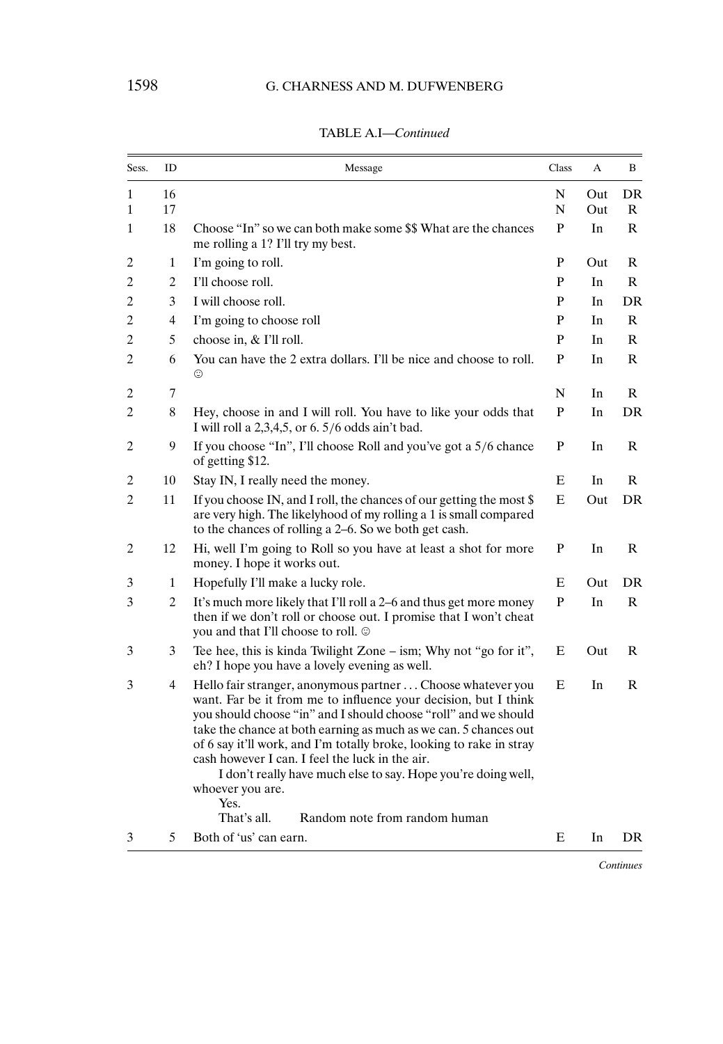TABLE A.I—*Continued*

| Sess. | ID | Message | Class | A | B |
|---|---|---|---|---|---|
| 1 | 16 | | N | Out | DR |
| 1 | 17 | | N | Out | R |
| 1 | 18 | Choose "In" so we can both make some $$ What are the chances me rolling a 1? I'll try my best. | P | In | R |
| 2 | 1 | I'm going to roll. | P | Out | R |
| 2 | 2 | I'll choose roll. | P | In | R |
| 2 | 3 | I will choose roll. | P | In | DR |
| 2 | 4 | I'm going to choose roll | P | In | R |
| 2 | 5 | choose in, & I'll roll. | P | In | R |
| 2 | 6 | You can have the 2 extra dollars. I'll be nice and choose to roll. ☺ | P | In | R |
| 2 | 7 | | N | In | R |
| 2 | 8 | Hey, choose in and I will roll. You have to like your odds that I will roll a 2,3,4,5, or 6. 5/6 odds ain't bad. | P | In | DR |
| 2 | 9 | If you choose "In", I'll choose Roll and you've got a 5/6 chance of getting $12. | P | In | R |
| 2 | 10 | Stay IN, I really need the money. | E | In | R |
| 2 | 11 | If you choose IN, and I roll, the chances of our getting the most $ are very high. The likelyhood of my rolling a 1 is small compared to the chances of rolling a 2–6. So we both get cash. | E | Out | DR |
| 2 | 12 | Hi, well I'm going to Roll so you have at least a shot for more money. I hope it works out. | P | In | R |
| 3 | 1 | Hopefully I'll make a lucky role. | E | Out | DR |
| 3 | 2 | It's much more likely that I'll roll a 2–6 and thus get more money then if we don't roll or choose out. I promise that I won't cheat you and that I'll choose to roll. ☺ | P | In | R |
| 3 | 3 | Tee hee, this is kinda Twilight Zone – ism; Why not "go for it", eh? I hope you have a lovely evening as well. | E | Out | R |
| 3 | 4 | Hello fair stranger, anonymous partner . . . Choose whatever you want. Far be it from me to influence your decision, but I think you should choose "in" and I should choose "roll" and we should take the chance at both earning as much as we can. 5 chances out of 6 say it'll work, and I'm totally broke, looking to rake in stray cash however I can. I feel the luck in the air. I don't really have much else to say. Hope you're doing well, whoever you are. Yes. That's all. Random note from random human | E | In | R |
| 3 | 5 | Both of 'us' can earn. | E | In | DR |

*Continues*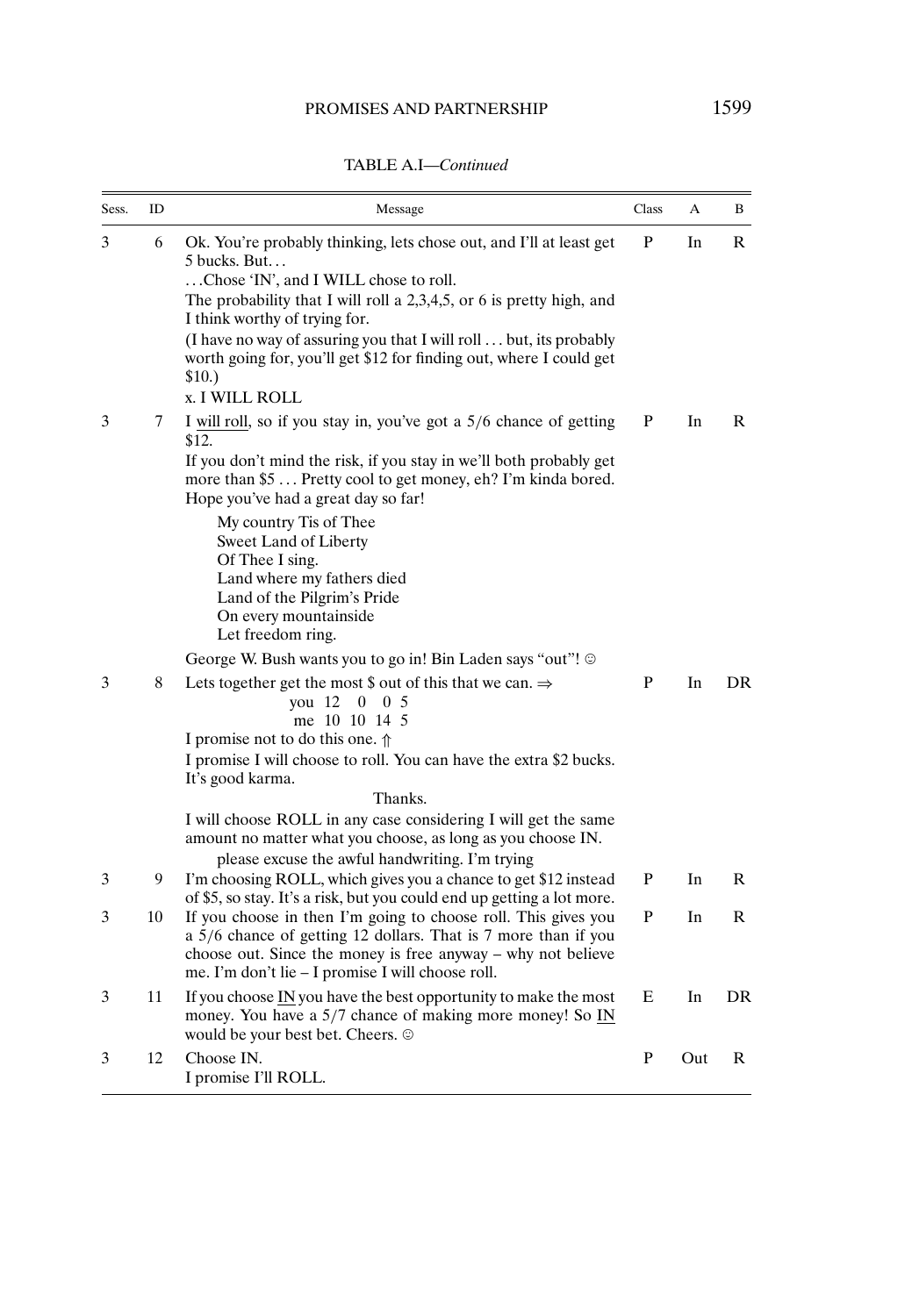TABLE A.I—*Continued*

| Sess. | ID | Message | Class | A | B |
|---|---|---|---|---|---|
| 3 | 6 | Ok. You're probably thinking, lets chose out, and I'll at least get 5 bucks. But… …Chose 'IN', and I WILL chose to roll. The probability that I will roll a 2,3,4,5, or 6 is pretty high, and I think worthy of trying for. (I have no way of assuring you that I will roll … but, its probably worth going for, you'll get $12 for finding out, where I could get $10.) x. I WILL ROLL | P | In | R |
| 3 | 7 | I <u>will roll</u>, so if you stay in, you've got a 5/6 chance of getting $12. If you don't mind the risk, if you stay in we'll both probably get more than $5 … Pretty cool to get money, eh? I'm kinda bored. Hope you've had a great day so far! My country Tis of Thee / Sweet Land of Liberty / Of Thee I sing. / Land where my fathers died / Land of the Pilgrim's Pride / On every mountainside / Let freedom ring. George W. Bush wants you to go in! Bin Laden says "out"! ☺ | P | In | R |
| 3 | 8 | Lets together get the most $ out of this that we can. ⇒ you 12 0 0 5 / me 10 10 14 5 I promise not to do this one. ⇑ I promise I will choose to roll. You can have the extra $2 bucks. It's good karma. Thanks. I will choose ROLL in any case considering I will get the same amount no matter what you choose, as long as you choose IN. please excuse the awful handwriting. I'm trying | P | In | DR |
| 3 | 9 | I'm choosing ROLL, which gives you a chance to get $12 instead of $5, so stay. It's a risk, but you could end up getting a lot more. | P | In | R |
| 3 | 10 | If you choose in then I'm going to choose roll. This gives you a 5/6 chance of getting 12 dollars. That is 7 more than if you choose out. Since the money is free anyway – why not believe me. I'm don't lie – I promise I will choose roll. | P | In | R |
| 3 | 11 | If you choose <u>IN</u> you have the best opportunity to make the most money. You have a 5/7 chance of making more money! So <u>IN</u> would be your best bet. Cheers. ☺ | E | In | DR |
| 3 | 12 | Choose IN. I promise I'll ROLL. | P | Out | R |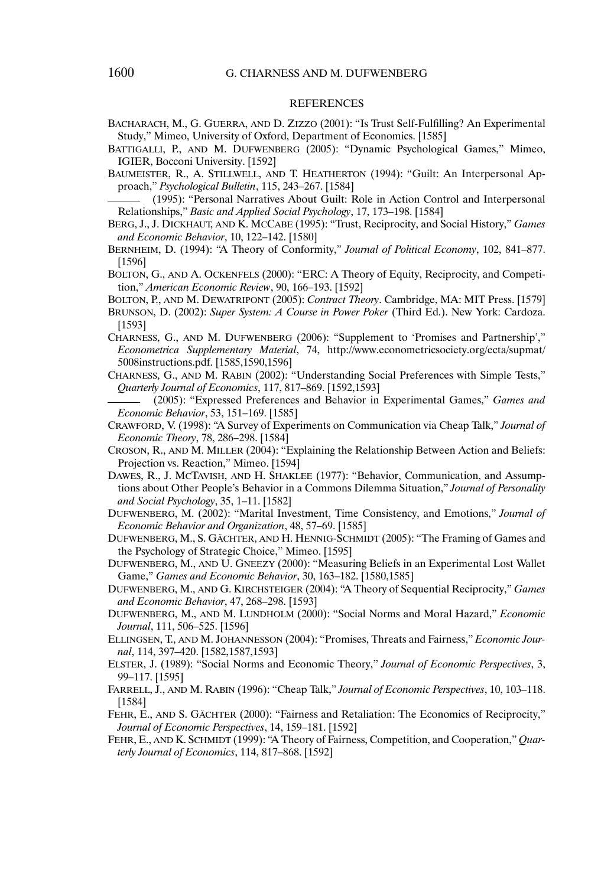## REFERENCES

BACHARACH, M., G. GUERRA, AND D. ZIZZO (2001): "Is Trust Self-Fulfilling? An Experimental Study," Mimeo, University of Oxford, Department of Economics. [1585]

BATTIGALLI, P., AND M. DUFWENBERG (2005): "Dynamic Psychological Games," Mimeo, IGIER, Bocconi University. [1592]

BAUMEISTER, R., A. STILLWELL, AND T. HEATHERTON (1994): "Guilt: An Interpersonal Approach," *Psychological Bulletin*, 115, 243–267. [1584]

——— (1995): "Personal Narratives About Guilt: Role in Action Control and Interpersonal Relationships," *Basic and Applied Social Psychology*, 17, 173–198. [1584]

BERG, J., J. DICKHAUT, AND K. MCCABE (1995): "Trust, Reciprocity, and Social History," *Games and Economic Behavior*, 10, 122–142. [1580]

BERNHEIM, D. (1994): "A Theory of Conformity," *Journal of Political Economy*, 102, 841–877. [1596]

BOLTON, G., AND A. OCKENFELS (2000): "ERC: A Theory of Equity, Reciprocity, and Competition," *American Economic Review*, 90, 166–193. [1592]

BOLTON, P., AND M. DEWATRIPONT (2005): *Contract Theory*. Cambridge, MA: MIT Press. [1579]

BRUNSON, D. (2002): *Super System: A Course in Power Poker* (Third Ed.). New York: Cardoza. [1593]

CHARNESS, G., AND M. DUFWENBERG (2006): "Supplement to 'Promises and Partnership'," *Econometrica Supplementary Material*, 74, http://www.econometricsociety.org/ecta/supmat/5008instructions.pdf. [1585,1590,1596]

CHARNESS, G., AND M. RABIN (2002): "Understanding Social Preferences with Simple Tests," *Quarterly Journal of Economics*, 117, 817–869. [1592,1593]

——— (2005): "Expressed Preferences and Behavior in Experimental Games," *Games and Economic Behavior*, 53, 151–169. [1585]

CRAWFORD, V. (1998): "A Survey of Experiments on Communication via Cheap Talk," *Journal of Economic Theory*, 78, 286–298. [1584]

CROSON, R., AND M. MILLER (2004): "Explaining the Relationship Between Action and Beliefs: Projection vs. Reaction," Mimeo. [1594]

DAWES, R., J. MCTAVISH, AND H. SHAKLEE (1977): "Behavior, Communication, and Assumptions about Other People's Behavior in a Commons Dilemma Situation," *Journal of Personality and Social Psychology*, 35, 1–11. [1582]

DUFWENBERG, M. (2002): "Marital Investment, Time Consistency, and Emotions," *Journal of Economic Behavior and Organization*, 48, 57–69. [1585]

DUFWENBERG, M., S. GÄCHTER, AND H. HENNIG-SCHMIDT (2005): "The Framing of Games and the Psychology of Strategic Choice," Mimeo. [1595]

DUFWENBERG, M., AND U. GNEEZY (2000): "Measuring Beliefs in an Experimental Lost Wallet Game," *Games and Economic Behavior*, 30, 163–182. [1580,1585]

DUFWENBERG, M., AND G. KIRCHSTEIGER (2004): "A Theory of Sequential Reciprocity," *Games and Economic Behavior*, 47, 268–298. [1593]

DUFWENBERG, M., AND M. LUNDHOLM (2000): "Social Norms and Moral Hazard," *Economic Journal*, 111, 506–525. [1596]

ELLINGSEN, T., AND M. JOHANNESSON (2004): "Promises, Threats and Fairness," *Economic Journal*, 114, 397–420. [1582,1587,1593]

ELSTER, J. (1989): "Social Norms and Economic Theory," *Journal of Economic Perspectives*, 3, 99–117. [1595]

FARRELL, J., AND M. RABIN (1996): "Cheap Talk," *Journal of Economic Perspectives*, 10, 103–118. [1584]

FEHR, E., AND S. GÄCHTER (2000): "Fairness and Retaliation: The Economics of Reciprocity," *Journal of Economic Perspectives*, 14, 159–181. [1592]

FEHR, E., AND K. SCHMIDT (1999): "A Theory of Fairness, Competition, and Cooperation," *Quarterly Journal of Economics*, 114, 817–868. [1592]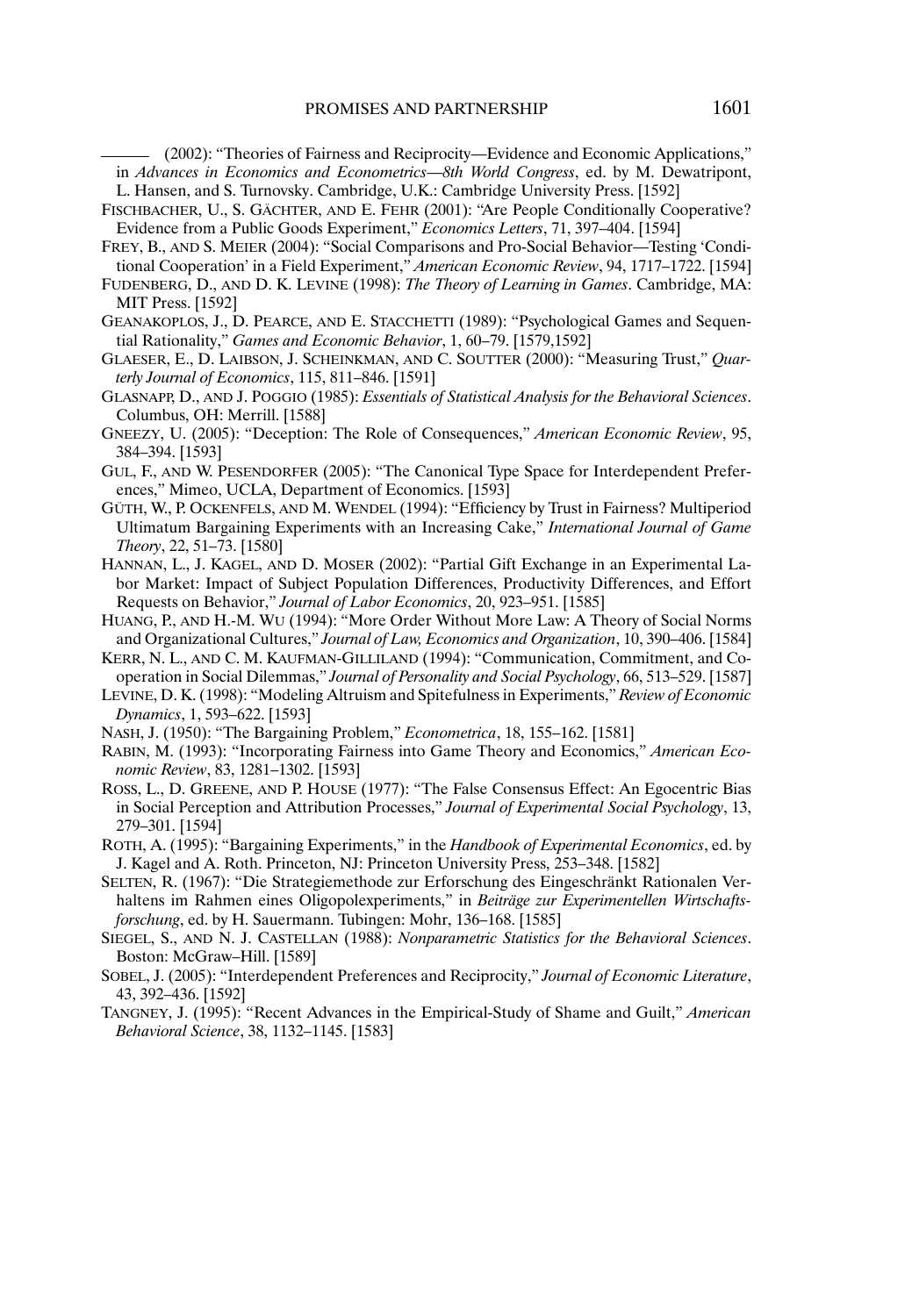——— (2002): "Theories of Fairness and Reciprocity—Evidence and Economic Applications," in *Advances in Economics and Econometrics—8th World Congress*, ed. by M. Dewatripont, L. Hansen, and S. Turnovsky. Cambridge, U.K.: Cambridge University Press. [1592]

FISCHBACHER, U., S. GÄCHTER, AND E. FEHR (2001): "Are People Conditionally Cooperative? Evidence from a Public Goods Experiment," *Economics Letters*, 71, 397–404. [1594]

FREY, B., AND S. MEIER (2004): "Social Comparisons and Pro-Social Behavior—Testing 'Conditional Cooperation' in a Field Experiment," *American Economic Review*, 94, 1717–1722. [1594]

FUDENBERG, D., AND D. K. LEVINE (1998): *The Theory of Learning in Games*. Cambridge, MA: MIT Press. [1592]

GEANAKOPLOS, J., D. PEARCE, AND E. STACCHETTI (1989): "Psychological Games and Sequential Rationality," *Games and Economic Behavior*, 1, 60–79. [1579,1592]

GLAESER, E., D. LAIBSON, J. SCHEINKMAN, AND C. SOUTTER (2000): "Measuring Trust," *Quarterly Journal of Economics*, 115, 811–846. [1591]

GLASNAPP, D., AND J. POGGIO (1985): *Essentials of Statistical Analysis for the Behavioral Sciences*. Columbus, OH: Merrill. [1588]

GNEEZY, U. (2005): "Deception: The Role of Consequences," *American Economic Review*, 95, 384–394. [1593]

GUL, F., AND W. PESENDORFER (2005): "The Canonical Type Space for Interdependent Preferences," Mimeo, UCLA, Department of Economics. [1593]

GÜTH, W., P. OCKENFELS, AND M. WENDEL (1994): "Efficiency by Trust in Fairness? Multiperiod Ultimatum Bargaining Experiments with an Increasing Cake," *International Journal of Game Theory*, 22, 51–73. [1580]

HANNAN, L., J. KAGEL, AND D. MOSER (2002): "Partial Gift Exchange in an Experimental Labor Market: Impact of Subject Population Differences, Productivity Differences, and Effort Requests on Behavior," *Journal of Labor Economics*, 20, 923–951. [1585]

HUANG, P., AND H.-M. WU (1994): "More Order Without More Law: A Theory of Social Norms and Organizational Cultures," *Journal of Law, Economics and Organization*, 10, 390–406. [1584]

KERR, N. L., AND C. M. KAUFMAN-GILLILAND (1994): "Communication, Commitment, and Cooperation in Social Dilemmas," *Journal of Personality and Social Psychology*, 66, 513–529. [1587]

LEVINE, D. K. (1998): "Modeling Altruism and Spitefulness in Experiments," *Review of Economic Dynamics*, 1, 593–622. [1593]

NASH, J. (1950): "The Bargaining Problem," *Econometrica*, 18, 155–162. [1581]

RABIN, M. (1993): "Incorporating Fairness into Game Theory and Economics," *American Economic Review*, 83, 1281–1302. [1593]

ROSS, L., D. GREENE, AND P. HOUSE (1977): "The False Consensus Effect: An Egocentric Bias in Social Perception and Attribution Processes," *Journal of Experimental Social Psychology*, 13, 279–301. [1594]

ROTH, A. (1995): "Bargaining Experiments," in the *Handbook of Experimental Economics*, ed. by J. Kagel and A. Roth. Princeton, NJ: Princeton University Press, 253–348. [1582]

SELTEN, R. (1967): "Die Strategiemethode zur Erforschung des Eingeschränkt Rationalen Verhaltens im Rahmen eines Oligopolexperiments," in *Beiträge zur Experimentellen Wirtschaftsforschung*, ed. by H. Sauermann. Tubingen: Mohr, 136–168. [1585]

SIEGEL, S., AND N. J. CASTELLAN (1988): *Nonparametric Statistics for the Behavioral Sciences*. Boston: McGraw–Hill. [1589]

SOBEL, J. (2005): "Interdependent Preferences and Reciprocity," *Journal of Economic Literature*, 43, 392–436. [1592]

TANGNEY, J. (1995): "Recent Advances in the Empirical-Study of Shame and Guilt," *American Behavioral Science*, 38, 1132–1145. [1583]